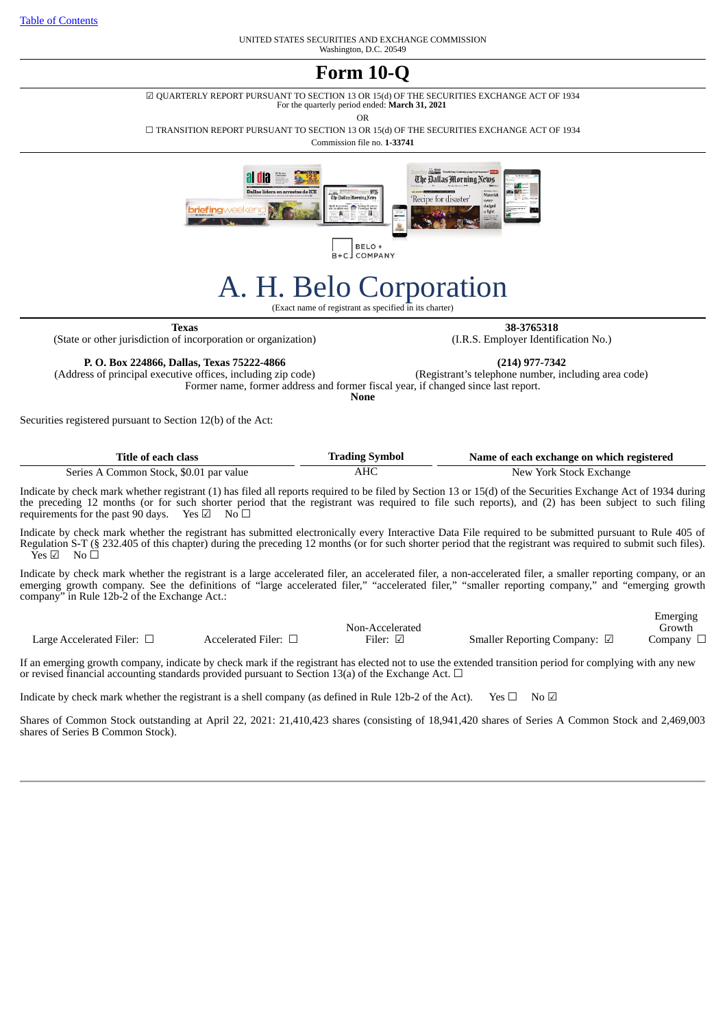[Table of Contents]

UNITED STATES SECURITIES AND EXCHANGE COMMISSION
Washington, D.C. 20549

# Form 10-Q

☑ QUARTERLY REPORT PURSUANT TO SECTION 13 OR 15(d) OF THE SECURITIES EXCHANGE ACT OF 1934
For the quarterly period ended: **March 31, 2021**

OR

☐ TRANSITION REPORT PURSUANT TO SECTION 13 OR 15(d) OF THE SECURITIES EXCHANGE ACT OF 1934

Commission file no. **1-33741**

# A. H. Belo Corporation

(Exact name of registrant as specified in its charter)

| **Texas** | **38-3765318** |
|---|---|
| (State or other jurisdiction of incorporation or organization) | (I.R.S. Employer Identification No.) |
| **P. O. Box 224866, Dallas, Texas 75222-4866** | **(214) 977-7342** |
| (Address of principal executive offices, including zip code) | (Registrant's telephone number, including area code) |

Former name, former address and former fiscal year, if changed since last report.
**None**

Securities registered pursuant to Section 12(b) of the Act:

| Title of each class | Trading Symbol | Name of each exchange on which registered |
|---|---|---|
| Series A Common Stock, $0.01 par value | AHC | New York Stock Exchange |

Indicate by check mark whether registrant (1) has filed all reports required to be filed by Section 13 or 15(d) of the Securities Exchange Act of 1934 during the preceding 12 months (or for such shorter period that the registrant was required to file such reports), and (2) has been subject to such filing requirements for the past 90 days. Yes ☑ No ☐

Indicate by check mark whether the registrant has submitted electronically every Interactive Data File required to be submitted pursuant to Rule 405 of Regulation S-T (§ 232.405 of this chapter) during the preceding 12 months (or for such shorter period that the registrant was required to submit such files). Yes ☑ No ☐

Indicate by check mark whether the registrant is a large accelerated filer, an accelerated filer, a non-accelerated filer, a smaller reporting company, or an emerging growth company. See the definitions of "large accelerated filer," "accelerated filer," "smaller reporting company," and "emerging growth company" in Rule 12b-2 of the Exchange Act.:

| Large Accelerated Filer: ☐ | Accelerated Filer: ☐ | Non-Accelerated Filer: ☑ | Smaller Reporting Company: ☑ | Emerging Growth Company ☐ |
|---|---|---|---|---|

If an emerging growth company, indicate by check mark if the registrant has elected not to use the extended transition period for complying with any new or revised financial accounting standards provided pursuant to Section 13(a) of the Exchange Act. ☐

Indicate by check mark whether the registrant is a shell company (as defined in Rule 12b-2 of the Act). Yes ☐ No ☑

Shares of Common Stock outstanding at April 22, 2021: 21,410,423 shares (consisting of 18,941,420 shares of Series A Common Stock and 2,469,003 shares of Series B Common Stock).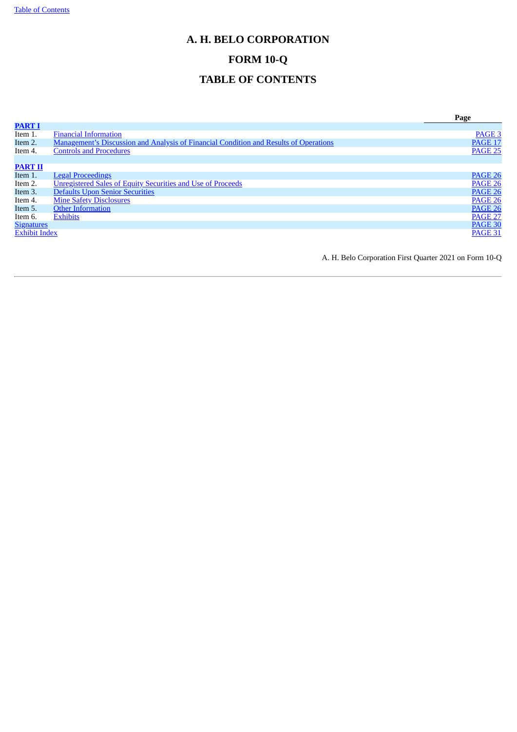# A. H. BELO CORPORATION

# FORM 10-Q

# TABLE OF CONTENTS

| | | Page |
|---|---|---|
| **PART I** | | |
| Item 1. | Financial Information | PAGE 3 |
| Item 2. | Management's Discussion and Analysis of Financial Condition and Results of Operations | PAGE 17 |
| Item 4. | Controls and Procedures | PAGE 25 |
| | | |
| **PART II** | | |
| Item 1. | Legal Proceedings | PAGE 26 |
| Item 2. | Unregistered Sales of Equity Securities and Use of Proceeds | PAGE 26 |
| Item 3. | Defaults Upon Senior Securities | PAGE 26 |
| Item 4. | Mine Safety Disclosures | PAGE 26 |
| Item 5. | Other Information | PAGE 26 |
| Item 6. | Exhibits | PAGE 27 |
| Signatures | | PAGE 30 |
| Exhibit Index | | PAGE 31 |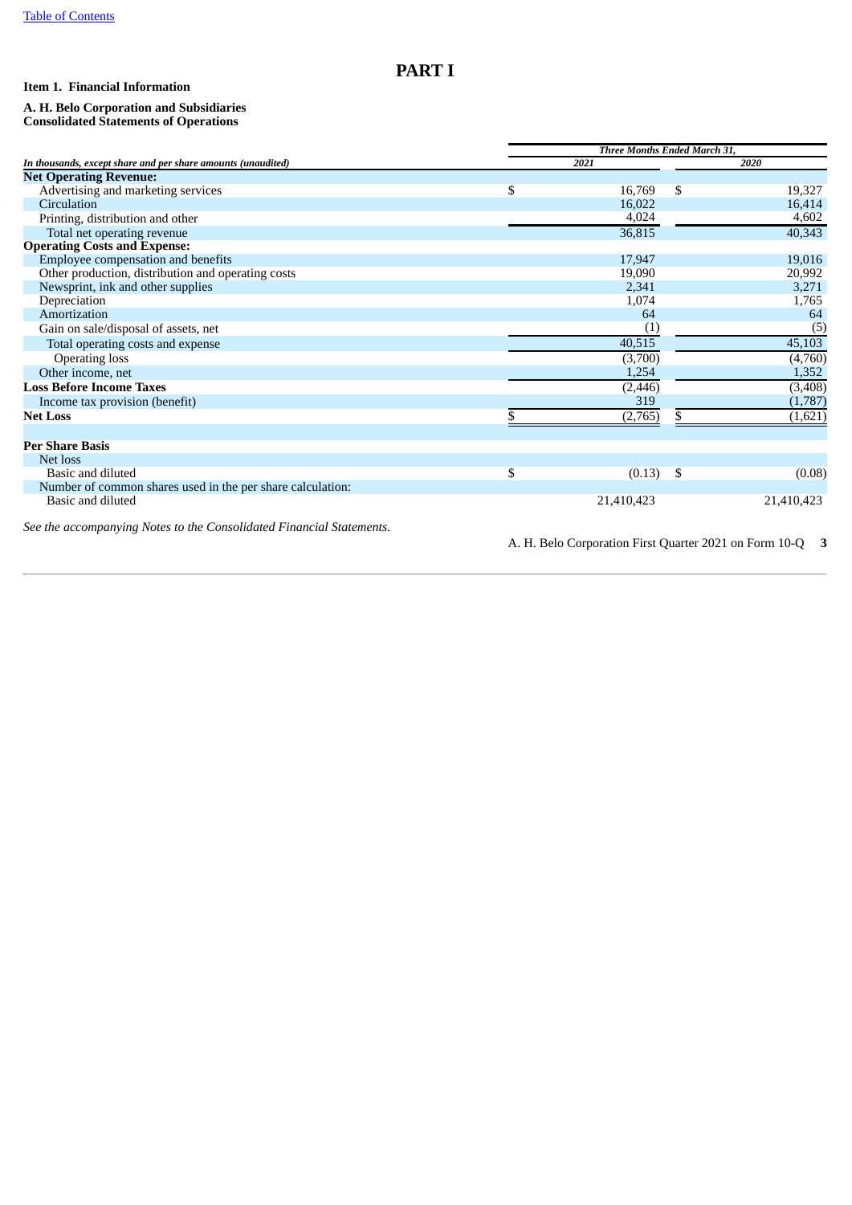# PART I

**Item 1. Financial Information**

**A. H. Belo Corporation and Subsidiaries**
**Consolidated Statements of Operations**

| *In thousands, except share and per share amounts (unaudited)* | *Three Months Ended March 31,* 2021 | 2020 |
|---|---|---|
| **Net Operating Revenue:** | | |
| Advertising and marketing services | $ 16,769 | $ 19,327 |
| Circulation | 16,022 | 16,414 |
| Printing, distribution and other | 4,024 | 4,602 |
| Total net operating revenue | 36,815 | 40,343 |
| **Operating Costs and Expense:** | | |
| Employee compensation and benefits | 17,947 | 19,016 |
| Other production, distribution and operating costs | 19,090 | 20,992 |
| Newsprint, ink and other supplies | 2,341 | 3,271 |
| Depreciation | 1,074 | 1,765 |
| Amortization | 64 | 64 |
| Gain on sale/disposal of assets, net | (1) | (5) |
| Total operating costs and expense | 40,515 | 45,103 |
| Operating loss | (3,700) | (4,760) |
| Other income, net | 1,254 | 1,352 |
| **Loss Before Income Taxes** | (2,446) | (3,408) |
| Income tax provision (benefit) | 319 | (1,787) |
| **Net Loss** | $ (2,765) | $ (1,621) |
| | | |
| **Per Share Basis** | | |
| Net loss | | |
| Basic and diluted | $ (0.13) | $ (0.08) |
| Number of common shares used in the per share calculation: | | |
| Basic and diluted | 21,410,423 | 21,410,423 |

*See the accompanying Notes to the Consolidated Financial Statements.*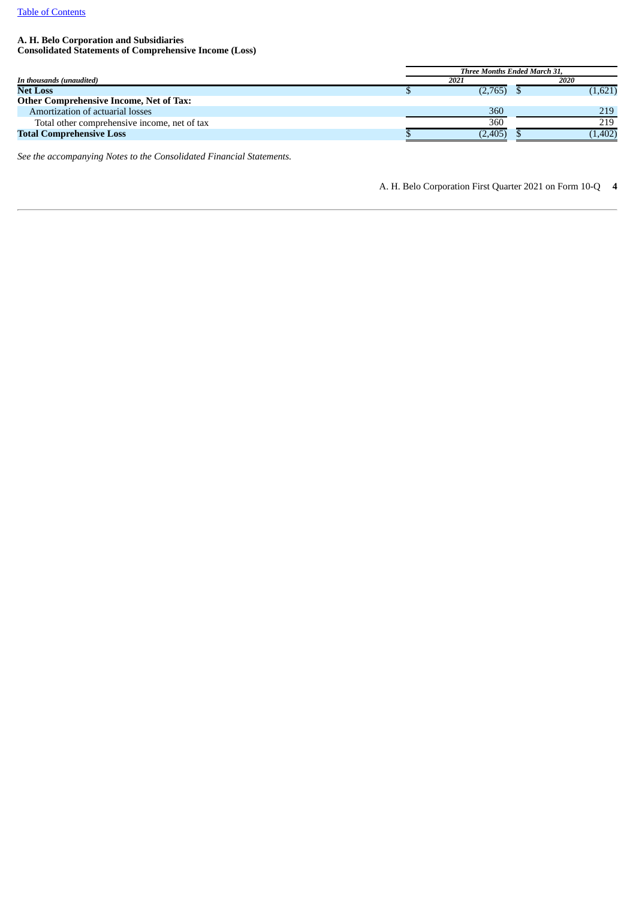**A. H. Belo Corporation and Subsidiaries**
**Consolidated Statements of Comprehensive Income (Loss)**

| *In thousands (unaudited)* | *Three Months Ended March 31,* | |
|---|---|---|
| | *2021* | *2020* |
| **Net Loss** | $ (2,765) | $ (1,621) |
| **Other Comprehensive Income, Net of Tax:** | | |
| Amortization of actuarial losses | 360 | 219 |
| Total other comprehensive income, net of tax | 360 | 219 |
| **Total Comprehensive Loss** | $ (2,405) | $ (1,402) |

*See the accompanying Notes to the Consolidated Financial Statements.*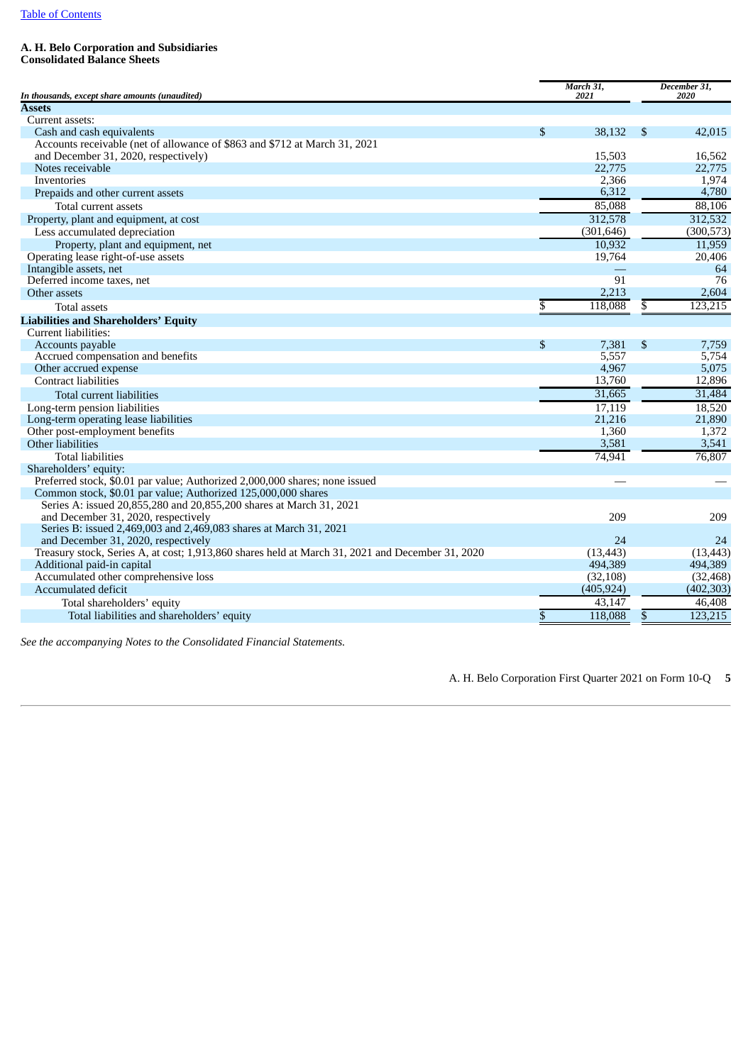[Table of Contents](#)

**A. H. Belo Corporation and Subsidiaries**
**Consolidated Balance Sheets**

| *In thousands, except share amounts (unaudited)* | *March 31, 2021* | *December 31, 2020* |
|---|---|---|
| **Assets** | | |
| Current assets: | | |
| Cash and cash equivalents | $ 38,132 | $ 42,015 |
| Accounts receivable (net of allowance of $863 and $712 at March 31, 2021 and December 31, 2020, respectively) | 15,503 | 16,562 |
| Notes receivable | 22,775 | 22,775 |
| Inventories | 2,366 | 1,974 |
| Prepaids and other current assets | 6,312 | 4,780 |
| Total current assets | 85,088 | 88,106 |
| Property, plant and equipment, at cost | 312,578 | 312,532 |
| Less accumulated depreciation | (301,646) | (300,573) |
| Property, plant and equipment, net | 10,932 | 11,959 |
| Operating lease right-of-use assets | 19,764 | 20,406 |
| Intangible assets, net | — | 64 |
| Deferred income taxes, net | 91 | 76 |
| Other assets | 2,213 | 2,604 |
| Total assets | $ 118,088 | $ 123,215 |
| **Liabilities and Shareholders' Equity** | | |
| Current liabilities: | | |
| Accounts payable | $ 7,381 | $ 7,759 |
| Accrued compensation and benefits | 5,557 | 5,754 |
| Other accrued expense | 4,967 | 5,075 |
| Contract liabilities | 13,760 | 12,896 |
| Total current liabilities | 31,665 | 31,484 |
| Long-term pension liabilities | 17,119 | 18,520 |
| Long-term operating lease liabilities | 21,216 | 21,890 |
| Other post-employment benefits | 1,360 | 1,372 |
| Other liabilities | 3,581 | 3,541 |
| Total liabilities | 74,941 | 76,807 |
| Shareholders' equity: | | |
| Preferred stock, $0.01 par value; Authorized 2,000,000 shares; none issued | — | — |
| Common stock, $0.01 par value; Authorized 125,000,000 shares | | |
| Series A: issued 20,855,280 and 20,855,200 shares at March 31, 2021 and December 31, 2020, respectively | 209 | 209 |
| Series B: issued 2,469,003 and 2,469,083 shares at March 31, 2021 and December 31, 2020, respectively | 24 | 24 |
| Treasury stock, Series A, at cost; 1,913,860 shares held at March 31, 2021 and December 31, 2020 | (13,443) | (13,443) |
| Additional paid-in capital | 494,389 | 494,389 |
| Accumulated other comprehensive loss | (32,108) | (32,468) |
| Accumulated deficit | (405,924) | (402,303) |
| Total shareholders' equity | 43,147 | 46,408 |
| Total liabilities and shareholders' equity | $ 118,088 | $ 123,215 |

*See the accompanying Notes to the Consolidated Financial Statements.*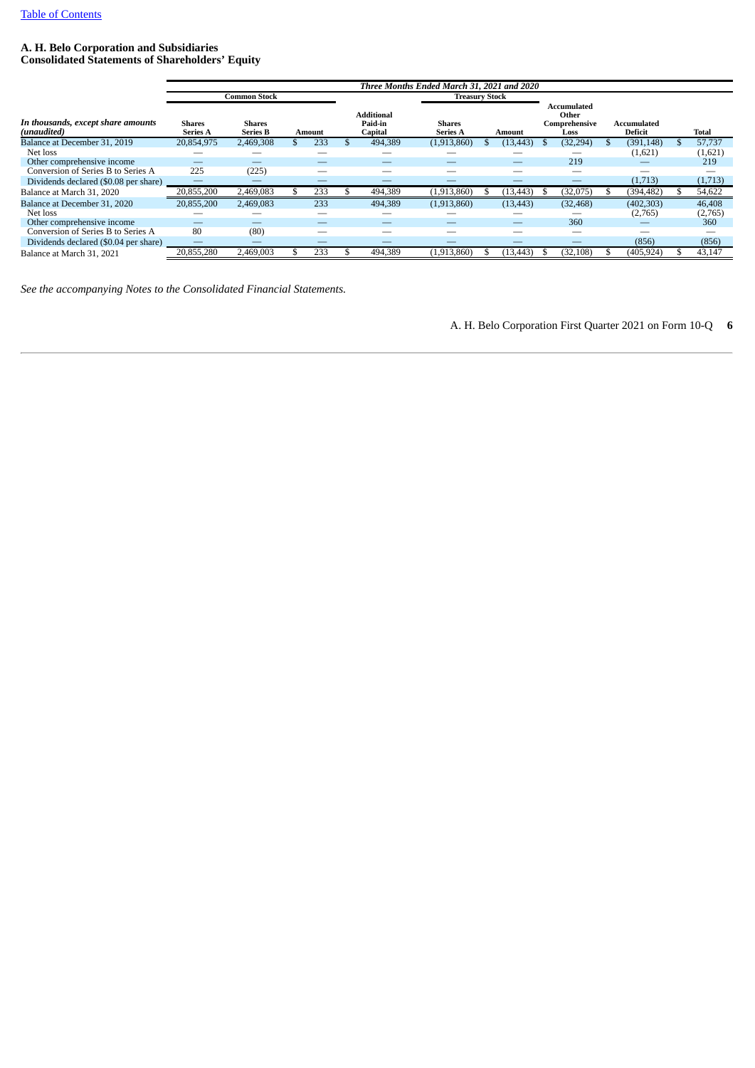[Table of Contents](#)

**A. H. Belo Corporation and Subsidiaries**
**Consolidated Statements of Shareholders' Equity**

| | *Three Months Ended March 31, 2021 and 2020* | | | | | | | | |
|---|---|---|---|---|---|---|---|---|---|
| | **Common Stock** | | | | **Treasury Stock** | | | | |
| ***In thousands, except share amounts (unaudited)*** | **Shares Series A** | **Shares Series B** | **Amount** | **Additional Paid-in Capital** | **Shares Series A** | **Amount** | **Accumulated Other Comprehensive Loss** | **Accumulated Deficit** | **Total** |
| Balance at December 31, 2019 | 20,854,975 | 2,469,308 | $ 233 | $ 494,389 | (1,913,860) | $ (13,443) | $ (32,294) | $ (391,148) | $ 57,737 |
| Net loss | — | — | — | — | — | — | — | (1,621) | (1,621) |
| Other comprehensive income | — | — | — | — | — | — | 219 | — | 219 |
| Conversion of Series B to Series A | 225 | (225) | — | — | — | — | — | — | — |
| Dividends declared ($0.08 per share) | — | — | — | — | — | — | — | (1,713) | (1,713) |
| Balance at March 31, 2020 | 20,855,200 | 2,469,083 | $ 233 | $ 494,389 | (1,913,860) | $ (13,443) | $ (32,075) | $ (394,482) | $ 54,622 |
| Balance at December 31, 2020 | 20,855,200 | 2,469,083 | 233 | 494,389 | (1,913,860) | (13,443) | (32,468) | (402,303) | 46,408 |
| Net loss | — | — | — | — | — | — | — | (2,765) | (2,765) |
| Other comprehensive income | — | — | — | — | — | — | 360 | — | 360 |
| Conversion of Series B to Series A | 80 | (80) | — | — | — | — | — | — | — |
| Dividends declared ($0.04 per share) | — | — | — | — | — | — | — | (856) | (856) |
| Balance at March 31, 2021 | 20,855,280 | 2,469,003 | $ 233 | $ 494,389 | (1,913,860) | $ (13,443) | $ (32,108) | $ (405,924) | $ 43,147 |

*See the accompanying Notes to the Consolidated Financial Statements.*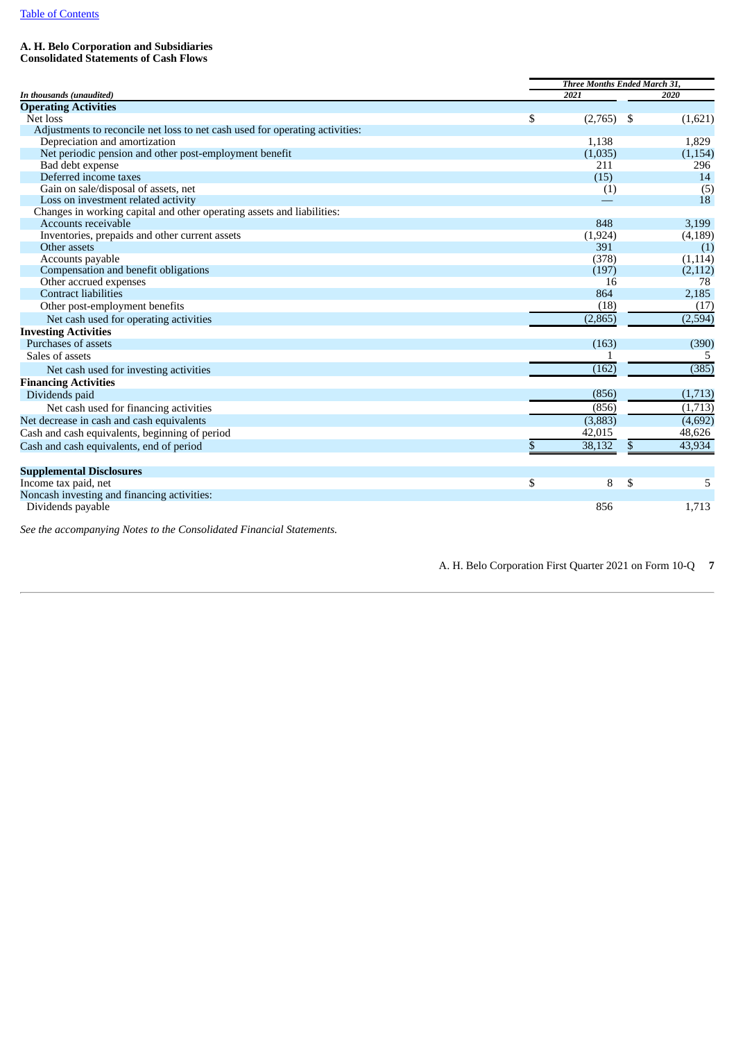**A. H. Belo Corporation and Subsidiaries**
**Consolidated Statements of Cash Flows**

| *In thousands (unaudited)* | *Three Months Ended March 31,* | |
|---|---|---|
| | *2021* | *2020* |
| **Operating Activities** | | |
| Net loss | $ (2,765) | $ (1,621) |
| Adjustments to reconcile net loss to net cash used for operating activities: | | |
| Depreciation and amortization | 1,138 | 1,829 |
| Net periodic pension and other post-employment benefit | (1,035) | (1,154) |
| Bad debt expense | 211 | 296 |
| Deferred income taxes | (15) | 14 |
| Gain on sale/disposal of assets, net | (1) | (5) |
| Loss on investment related activity | — | 18 |
| Changes in working capital and other operating assets and liabilities: | | |
| Accounts receivable | 848 | 3,199 |
| Inventories, prepaids and other current assets | (1,924) | (4,189) |
| Other assets | 391 | (1) |
| Accounts payable | (378) | (1,114) |
| Compensation and benefit obligations | (197) | (2,112) |
| Other accrued expenses | 16 | 78 |
| Contract liabilities | 864 | 2,185 |
| Other post-employment benefits | (18) | (17) |
| Net cash used for operating activities | (2,865) | (2,594) |
| **Investing Activities** | | |
| Purchases of assets | (163) | (390) |
| Sales of assets | 1 | 5 |
| Net cash used for investing activities | (162) | (385) |
| **Financing Activities** | | |
| Dividends paid | (856) | (1,713) |
| Net cash used for financing activities | (856) | (1,713) |
| Net decrease in cash and cash equivalents | (3,883) | (4,692) |
| Cash and cash equivalents, beginning of period | 42,015 | 48,626 |
| Cash and cash equivalents, end of period | $ 38,132 | $ 43,934 |
| | | |
| **Supplemental Disclosures** | | |
| Income tax paid, net | $ 8 | $ 5 |
| Noncash investing and financing activities: | | |
| Dividends payable | 856 | 1,713 |

*See the accompanying Notes to the Consolidated Financial Statements.*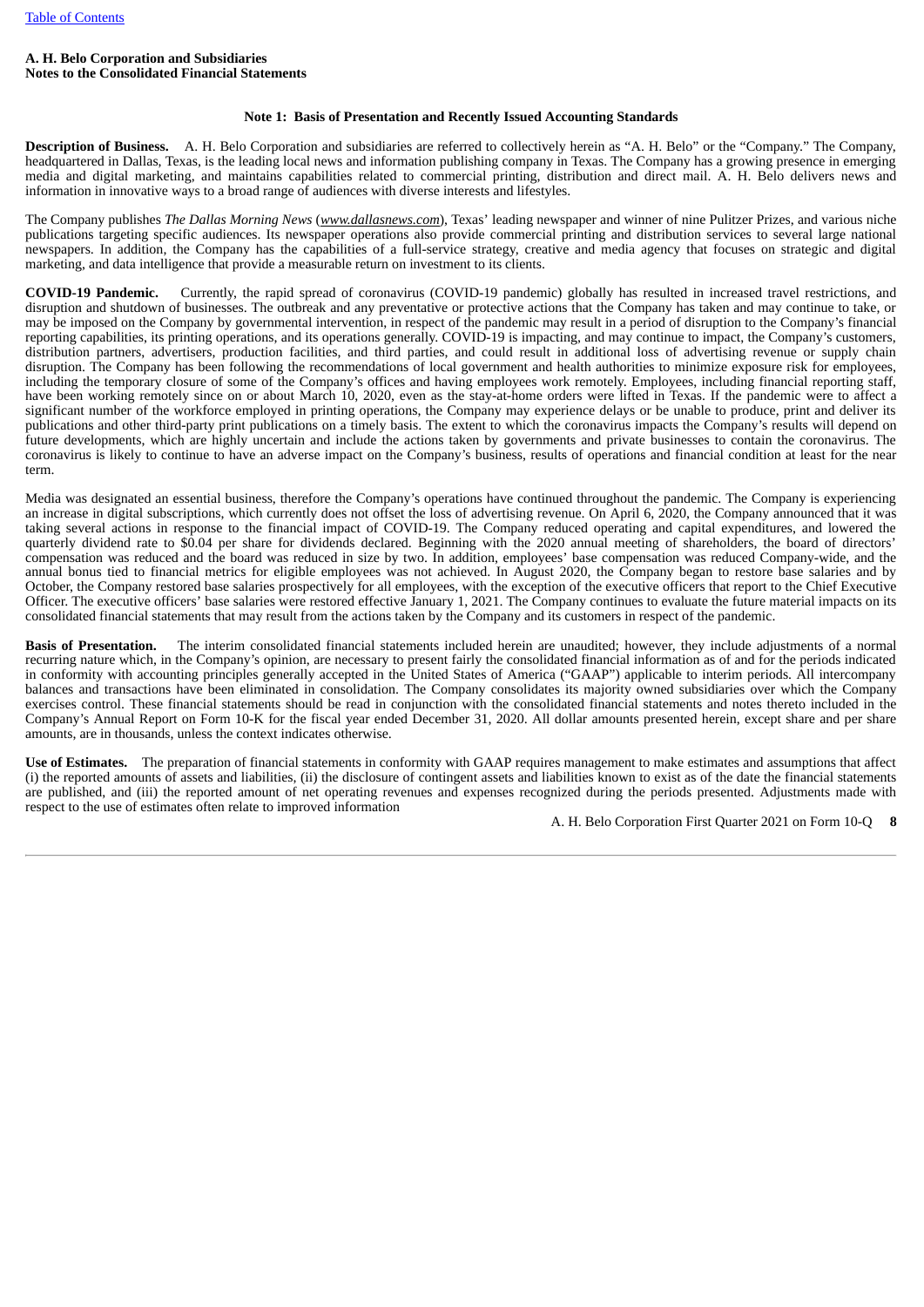**A. H. Belo Corporation and Subsidiaries**
**Notes to the Consolidated Financial Statements**

## Note 1: Basis of Presentation and Recently Issued Accounting Standards

**Description of Business.** A. H. Belo Corporation and subsidiaries are referred to collectively herein as "A. H. Belo" or the "Company." The Company, headquartered in Dallas, Texas, is the leading local news and information publishing company in Texas. The Company has a growing presence in emerging media and digital marketing, and maintains capabilities related to commercial printing, distribution and direct mail. A. H. Belo delivers news and information in innovative ways to a broad range of audiences with diverse interests and lifestyles.

The Company publishes *The Dallas Morning News* (*www.dallasnews.com*), Texas' leading newspaper and winner of nine Pulitzer Prizes, and various niche publications targeting specific audiences. Its newspaper operations also provide commercial printing and distribution services to several large national newspapers. In addition, the Company has the capabilities of a full-service strategy, creative and media agency that focuses on strategic and digital marketing, and data intelligence that provide a measurable return on investment to its clients.

**COVID-19 Pandemic.** Currently, the rapid spread of coronavirus (COVID-19 pandemic) globally has resulted in increased travel restrictions, and disruption and shutdown of businesses. The outbreak and any preventative or protective actions that the Company has taken and may continue to take, or may be imposed on the Company by governmental intervention, in respect of the pandemic may result in a period of disruption to the Company's financial reporting capabilities, its printing operations, and its operations generally. COVID-19 is impacting, and may continue to impact, the Company's customers, distribution partners, advertisers, production facilities, and third parties, and could result in additional loss of advertising revenue or supply chain disruption. The Company has been following the recommendations of local government and health authorities to minimize exposure risk for employees, including the temporary closure of some of the Company's offices and having employees work remotely. Employees, including financial reporting staff, have been working remotely since on or about March 10, 2020, even as the stay-at-home orders were lifted in Texas. If the pandemic were to affect a significant number of the workforce employed in printing operations, the Company may experience delays or be unable to produce, print and deliver its publications and other third-party print publications on a timely basis. The extent to which the coronavirus impacts the Company's results will depend on future developments, which are highly uncertain and include the actions taken by governments and private businesses to contain the coronavirus. The coronavirus is likely to continue to have an adverse impact on the Company's business, results of operations and financial condition at least for the near term.

Media was designated an essential business, therefore the Company's operations have continued throughout the pandemic. The Company is experiencing an increase in digital subscriptions, which currently does not offset the loss of advertising revenue. On April 6, 2020, the Company announced that it was taking several actions in response to the financial impact of COVID-19. The Company reduced operating and capital expenditures, and lowered the quarterly dividend rate to $0.04 per share for dividends declared. Beginning with the 2020 annual meeting of shareholders, the board of directors' compensation was reduced and the board was reduced in size by two. In addition, employees' base compensation was reduced Company-wide, and the annual bonus tied to financial metrics for eligible employees was not achieved. In August 2020, the Company began to restore base salaries and by October, the Company restored base salaries prospectively for all employees, with the exception of the executive officers that report to the Chief Executive Officer. The executive officers' base salaries were restored effective January 1, 2021. The Company continues to evaluate the future material impacts on its consolidated financial statements that may result from the actions taken by the Company and its customers in respect of the pandemic.

**Basis of Presentation.** The interim consolidated financial statements included herein are unaudited; however, they include adjustments of a normal recurring nature which, in the Company's opinion, are necessary to present fairly the consolidated financial information as of and for the periods indicated in conformity with accounting principles generally accepted in the United States of America ("GAAP") applicable to interim periods. All intercompany balances and transactions have been eliminated in consolidation. The Company consolidates its majority owned subsidiaries over which the Company exercises control. These financial statements should be read in conjunction with the consolidated financial statements and notes thereto included in the Company's Annual Report on Form 10-K for the fiscal year ended December 31, 2020. All dollar amounts presented herein, except share and per share amounts, are in thousands, unless the context indicates otherwise.

**Use of Estimates.** The preparation of financial statements in conformity with GAAP requires management to make estimates and assumptions that affect (i) the reported amounts of assets and liabilities, (ii) the disclosure of contingent assets and liabilities known to exist as of the date the financial statements are published, and (iii) the reported amount of net operating revenues and expenses recognized during the periods presented. Adjustments made with respect to the use of estimates often relate to improved information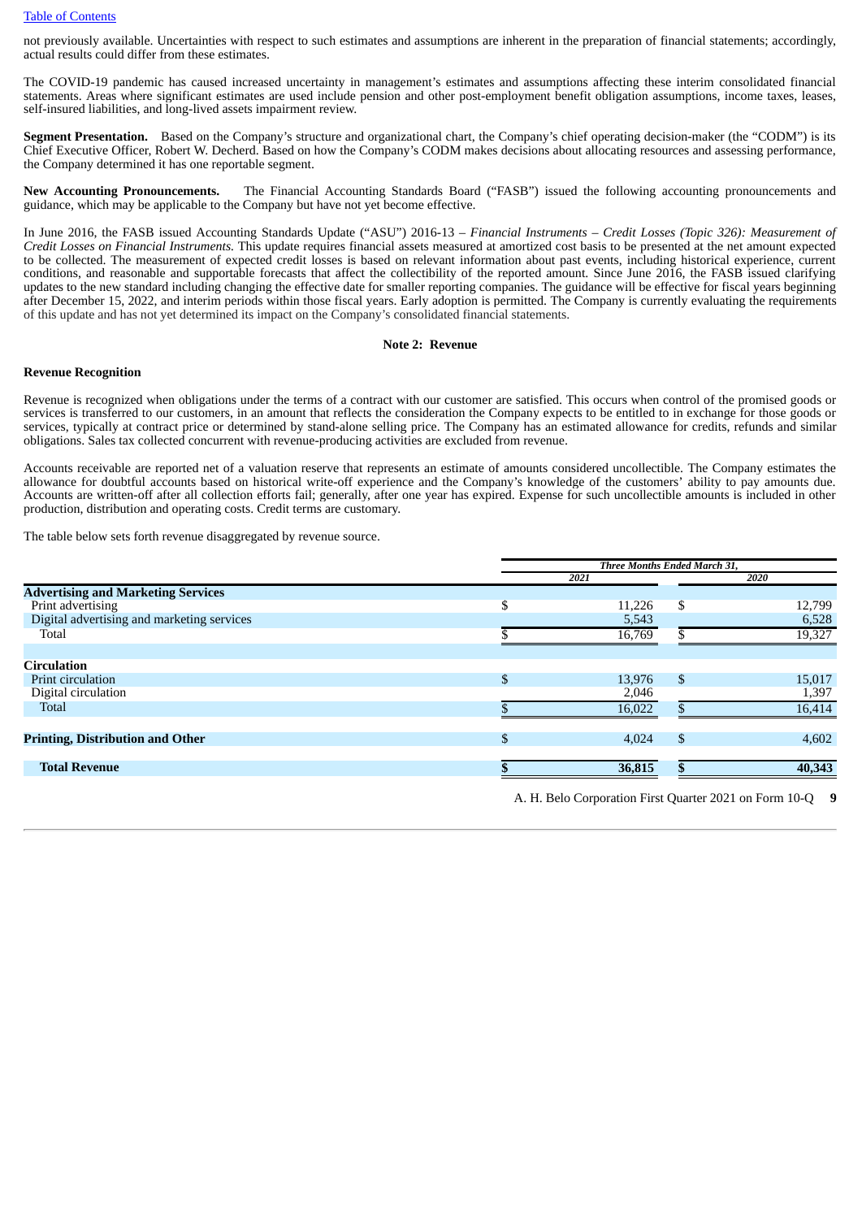not previously available. Uncertainties with respect to such estimates and assumptions are inherent in the preparation of financial statements; accordingly, actual results could differ from these estimates.

The COVID-19 pandemic has caused increased uncertainty in management's estimates and assumptions affecting these interim consolidated financial statements. Areas where significant estimates are used include pension and other post-employment benefit obligation assumptions, income taxes, leases, self-insured liabilities, and long-lived assets impairment review.

**Segment Presentation.** Based on the Company's structure and organizational chart, the Company's chief operating decision-maker (the "CODM") is its Chief Executive Officer, Robert W. Decherd. Based on how the Company's CODM makes decisions about allocating resources and assessing performance, the Company determined it has one reportable segment.

**New Accounting Pronouncements.** The Financial Accounting Standards Board ("FASB") issued the following accounting pronouncements and guidance, which may be applicable to the Company but have not yet become effective.

In June 2016, the FASB issued Accounting Standards Update ("ASU") 2016-13 – *Financial Instruments – Credit Losses (Topic 326): Measurement of Credit Losses on Financial Instruments.* This update requires financial assets measured at amortized cost basis to be presented at the net amount expected to be collected. The measurement of expected credit losses is based on relevant information about past events, including historical experience, current conditions, and reasonable and supportable forecasts that affect the collectibility of the reported amount. Since June 2016, the FASB issued clarifying updates to the new standard including changing the effective date for smaller reporting companies. The guidance will be effective for fiscal years beginning after December 15, 2022, and interim periods within those fiscal years. Early adoption is permitted. The Company is currently evaluating the requirements of this update and has not yet determined its impact on the Company's consolidated financial statements.

## Note 2: Revenue

**Revenue Recognition**

Revenue is recognized when obligations under the terms of a contract with our customer are satisfied. This occurs when control of the promised goods or services is transferred to our customers, in an amount that reflects the consideration the Company expects to be entitled to in exchange for those goods or services, typically at contract price or determined by stand-alone selling price. The Company has an estimated allowance for credits, refunds and similar obligations. Sales tax collected concurrent with revenue-producing activities are excluded from revenue.

Accounts receivable are reported net of a valuation reserve that represents an estimate of amounts considered uncollectible. The Company estimates the allowance for doubtful accounts based on historical write-off experience and the Company's knowledge of the customers' ability to pay amounts due. Accounts are written-off after all collection efforts fail; generally, after one year has expired. Expense for such uncollectible amounts is included in other production, distribution and operating costs. Credit terms are customary.

The table below sets forth revenue disaggregated by revenue source.

| | *Three Months Ended March 31,* | |
|---|---|---|
| | *2021* | *2020* |
| **Advertising and Marketing Services** | | |
| Print advertising | $ 11,226 | $ 12,799 |
| Digital advertising and marketing services | 5,543 | 6,528 |
| Total | $ 16,769 | $ 19,327 |
| | | |
| **Circulation** | | |
| Print circulation | $ 13,976 | $ 15,017 |
| Digital circulation | 2,046 | 1,397 |
| Total | $ 16,022 | $ 16,414 |
| | | |
| **Printing, Distribution and Other** | $ 4,024 | $ 4,602 |
| | | |
| **Total Revenue** | **$ 36,815** | **$ 40,343** |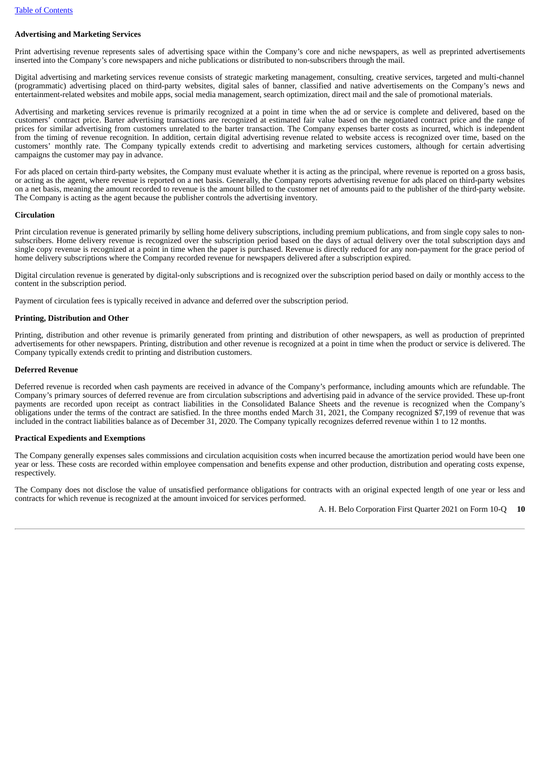**Advertising and Marketing Services**

Print advertising revenue represents sales of advertising space within the Company's core and niche newspapers, as well as preprinted advertisements inserted into the Company's core newspapers and niche publications or distributed to non-subscribers through the mail.

Digital advertising and marketing services revenue consists of strategic marketing management, consulting, creative services, targeted and multi-channel (programmatic) advertising placed on third-party websites, digital sales of banner, classified and native advertisements on the Company's news and entertainment-related websites and mobile apps, social media management, search optimization, direct mail and the sale of promotional materials.

Advertising and marketing services revenue is primarily recognized at a point in time when the ad or service is complete and delivered, based on the customers' contract price. Barter advertising transactions are recognized at estimated fair value based on the negotiated contract price and the range of prices for similar advertising from customers unrelated to the barter transaction. The Company expenses barter costs as incurred, which is independent from the timing of revenue recognition. In addition, certain digital advertising revenue related to website access is recognized over time, based on the customers' monthly rate. The Company typically extends credit to advertising and marketing services customers, although for certain advertising campaigns the customer may pay in advance.

For ads placed on certain third-party websites, the Company must evaluate whether it is acting as the principal, where revenue is reported on a gross basis, or acting as the agent, where revenue is reported on a net basis. Generally, the Company reports advertising revenue for ads placed on third-party websites on a net basis, meaning the amount recorded to revenue is the amount billed to the customer net of amounts paid to the publisher of the third-party website. The Company is acting as the agent because the publisher controls the advertising inventory.

**Circulation**

Print circulation revenue is generated primarily by selling home delivery subscriptions, including premium publications, and from single copy sales to non-subscribers. Home delivery revenue is recognized over the subscription period based on the days of actual delivery over the total subscription days and single copy revenue is recognized at a point in time when the paper is purchased. Revenue is directly reduced for any non-payment for the grace period of home delivery subscriptions where the Company recorded revenue for newspapers delivered after a subscription expired.

Digital circulation revenue is generated by digital-only subscriptions and is recognized over the subscription period based on daily or monthly access to the content in the subscription period.

Payment of circulation fees is typically received in advance and deferred over the subscription period.

**Printing, Distribution and Other**

Printing, distribution and other revenue is primarily generated from printing and distribution of other newspapers, as well as production of preprinted advertisements for other newspapers. Printing, distribution and other revenue is recognized at a point in time when the product or service is delivered. The Company typically extends credit to printing and distribution customers.

**Deferred Revenue**

Deferred revenue is recorded when cash payments are received in advance of the Company's performance, including amounts which are refundable. The Company's primary sources of deferred revenue are from circulation subscriptions and advertising paid in advance of the service provided. These up-front payments are recorded upon receipt as contract liabilities in the Consolidated Balance Sheets and the revenue is recognized when the Company's obligations under the terms of the contract are satisfied. In the three months ended March 31, 2021, the Company recognized $7,199 of revenue that was included in the contract liabilities balance as of December 31, 2020. The Company typically recognizes deferred revenue within 1 to 12 months.

**Practical Expedients and Exemptions**

The Company generally expenses sales commissions and circulation acquisition costs when incurred because the amortization period would have been one year or less. These costs are recorded within employee compensation and benefits expense and other production, distribution and operating costs expense, respectively.

The Company does not disclose the value of unsatisfied performance obligations for contracts with an original expected length of one year or less and contracts for which revenue is recognized at the amount invoiced for services performed.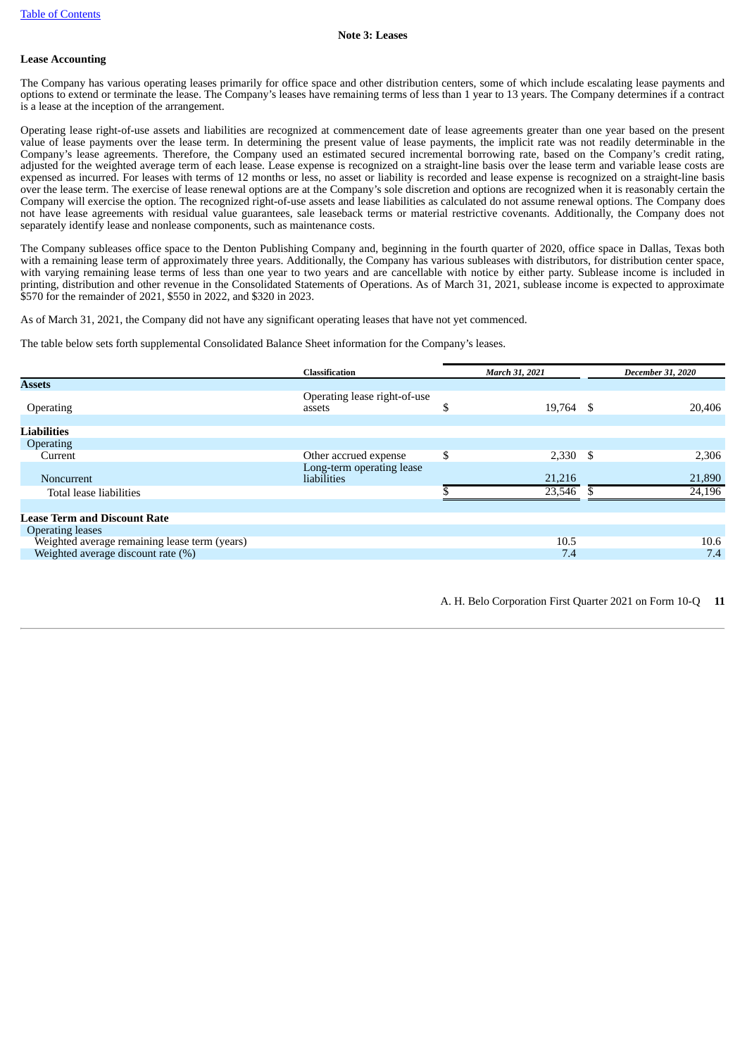## Note 3: Leases

**Lease Accounting**

The Company has various operating leases primarily for office space and other distribution centers, some of which include escalating lease payments and options to extend or terminate the lease. The Company's leases have remaining terms of less than 1 year to 13 years. The Company determines if a contract is a lease at the inception of the arrangement.

Operating lease right-of-use assets and liabilities are recognized at commencement date of lease agreements greater than one year based on the present value of lease payments over the lease term. In determining the present value of lease payments, the implicit rate was not readily determinable in the Company's lease agreements. Therefore, the Company used an estimated secured incremental borrowing rate, based on the Company's credit rating, adjusted for the weighted average term of each lease. Lease expense is recognized on a straight-line basis over the lease term and variable lease costs are expensed as incurred. For leases with terms of 12 months or less, no asset or liability is recorded and lease expense is recognized on a straight-line basis over the lease term. The exercise of lease renewal options are at the Company's sole discretion and options are recognized when it is reasonably certain the Company will exercise the option. The recognized right-of-use assets and lease liabilities as calculated do not assume renewal options. The Company does not have lease agreements with residual value guarantees, sale leaseback terms or material restrictive covenants. Additionally, the Company does not separately identify lease and nonlease components, such as maintenance costs.

The Company subleases office space to the Denton Publishing Company and, beginning in the fourth quarter of 2020, office space in Dallas, Texas both with a remaining lease term of approximately three years. Additionally, the Company has various subleases with distributors, for distribution center space, with varying remaining lease terms of less than one year to two years and are cancellable with notice by either party. Sublease income is included in printing, distribution and other revenue in the Consolidated Statements of Operations. As of March 31, 2021, sublease income is expected to approximate $570 for the remainder of 2021, $550 in 2022, and $320 in 2023.

As of March 31, 2021, the Company did not have any significant operating leases that have not yet commenced.

The table below sets forth supplemental Consolidated Balance Sheet information for the Company's leases.

| | Classification | *March 31, 2021* | *December 31, 2020* |
|---|---|---|---|
| **Assets** | | | |
| Operating | Operating lease right-of-use assets | $ 19,764 | $ 20,406 |
| **Liabilities** | | | |
| Operating | | | |
| Current | Other accrued expense | $ 2,330 | $ 2,306 |
| Noncurrent | Long-term operating lease liabilities | 21,216 | 21,890 |
| Total lease liabilities | | $ 23,546 | $ 24,196 |
| **Lease Term and Discount Rate** | | | |
| Operating leases | | | |
| Weighted average remaining lease term (years) | | 10.5 | 10.6 |
| Weighted average discount rate (%) | | 7.4 | 7.4 |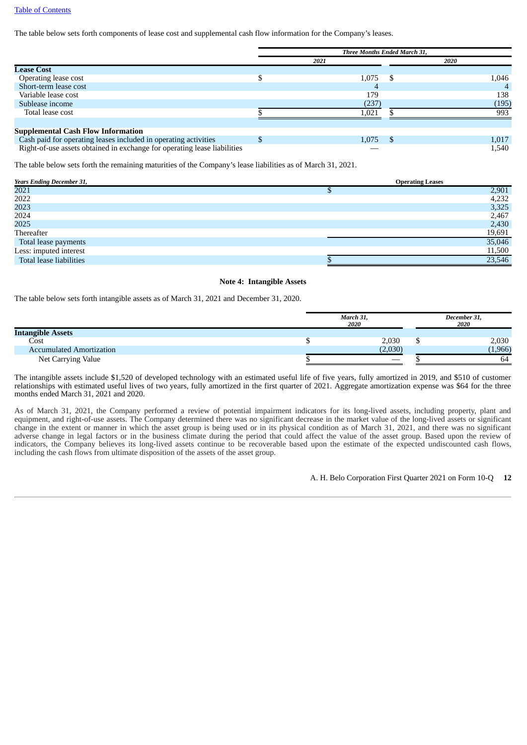Table of Contents

The table below sets forth components of lease cost and supplemental cash flow information for the Company's leases.

| | Three Months Ended March 31, | |
|---|---|---|
| | 2021 | 2020 |
| **Lease Cost** | | |
| Operating lease cost | $ 1,075 | $ 1,046 |
| Short-term lease cost | 4 | 4 |
| Variable lease cost | 179 | 138 |
| Sublease income | (237) | (195) |
| Total lease cost | $ 1,021 | $ 993 |
| | | |
| **Supplemental Cash Flow Information** | | |
| Cash paid for operating leases included in operating activities | $ 1,075 | $ 1,017 |
| Right-of-use assets obtained in exchange for operating lease liabilities | — | 1,540 |

The table below sets forth the remaining maturities of the Company's lease liabilities as of March 31, 2021.

| *Years Ending December 31,* | Operating Leases |
|---|---|
| 2021 | $ 2,901 |
| 2022 | 4,232 |
| 2023 | 3,325 |
| 2024 | 2,467 |
| 2025 | 2,430 |
| Thereafter | 19,691 |
| Total lease payments | 35,046 |
| Less: imputed interest | 11,500 |
| Total lease liabilities | $ 23,546 |

## Note 4: Intangible Assets

The table below sets forth intangible assets as of March 31, 2021 and December 31, 2020.

| | March 31, 2020 | December 31, 2020 |
|---|---|---|
| **Intangible Assets** | | |
| Cost | $ 2,030 | $ 2,030 |
| Accumulated Amortization | (2,030) | (1,966) |
| Net Carrying Value | $ — | $ 64 |

The intangible assets include $1,520 of developed technology with an estimated useful life of five years, fully amortized in 2019, and $510 of customer relationships with estimated useful lives of two years, fully amortized in the first quarter of 2021. Aggregate amortization expense was $64 for the three months ended March 31, 2021 and 2020.

As of March 31, 2021, the Company performed a review of potential impairment indicators for its long-lived assets, including property, plant and equipment, and right-of-use assets. The Company determined there was no significant decrease in the market value of the long-lived assets or significant change in the extent or manner in which the asset group is being used or in its physical condition as of March 31, 2021, and there was no significant adverse change in legal factors or in the business climate during the period that could affect the value of the asset group. Based upon the review of indicators, the Company believes its long-lived assets continue to be recoverable based upon the estimate of the expected undiscounted cash flows, including the cash flows from ultimate disposition of the assets of the asset group.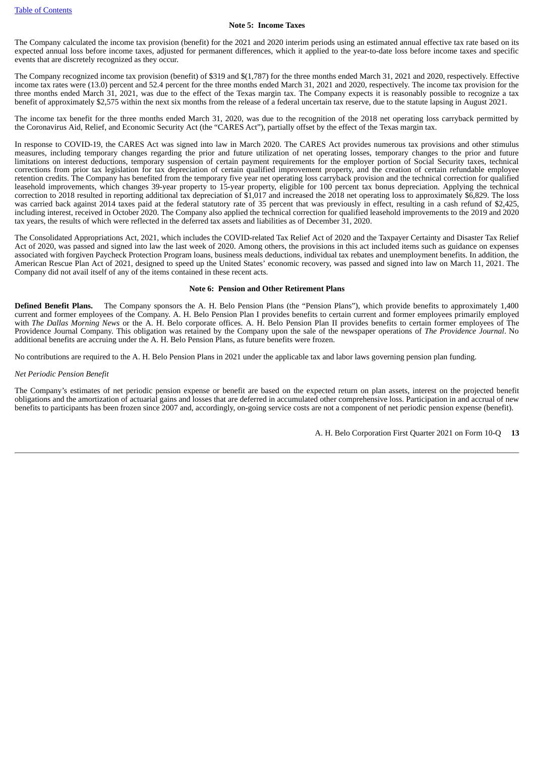Table of Contents

## Note 5: Income Taxes

The Company calculated the income tax provision (benefit) for the 2021 and 2020 interim periods using an estimated annual effective tax rate based on its expected annual loss before income taxes, adjusted for permanent differences, which it applied to the year-to-date loss before income taxes and specific events that are discretely recognized as they occur.

The Company recognized income tax provision (benefit) of $319 and $(1,787) for the three months ended March 31, 2021 and 2020, respectively. Effective income tax rates were (13.0) percent and 52.4 percent for the three months ended March 31, 2021 and 2020, respectively. The income tax provision for the three months ended March 31, 2021, was due to the effect of the Texas margin tax. The Company expects it is reasonably possible to recognize a tax benefit of approximately $2,575 within the next six months from the release of a federal uncertain tax reserve, due to the statute lapsing in August 2021.

The income tax benefit for the three months ended March 31, 2020, was due to the recognition of the 2018 net operating loss carryback permitted by the Coronavirus Aid, Relief, and Economic Security Act (the "CARES Act"), partially offset by the effect of the Texas margin tax.

In response to COVID-19, the CARES Act was signed into law in March 2020. The CARES Act provides numerous tax provisions and other stimulus measures, including temporary changes regarding the prior and future utilization of net operating losses, temporary changes to the prior and future limitations on interest deductions, temporary suspension of certain payment requirements for the employer portion of Social Security taxes, technical corrections from prior tax legislation for tax depreciation of certain qualified improvement property, and the creation of certain refundable employee retention credits. The Company has benefited from the temporary five year net operating loss carryback provision and the technical correction for qualified leasehold improvements, which changes 39-year property to 15-year property, eligible for 100 percent tax bonus depreciation. Applying the technical correction to 2018 resulted in reporting additional tax depreciation of $1,017 and increased the 2018 net operating loss to approximately $6,829. The loss was carried back against 2014 taxes paid at the federal statutory rate of 35 percent that was previously in effect, resulting in a cash refund of $2,425, including interest, received in October 2020. The Company also applied the technical correction for qualified leasehold improvements to the 2019 and 2020 tax years, the results of which were reflected in the deferred tax assets and liabilities as of December 31, 2020.

The Consolidated Appropriations Act, 2021, which includes the COVID-related Tax Relief Act of 2020 and the Taxpayer Certainty and Disaster Tax Relief Act of 2020, was passed and signed into law the last week of 2020. Among others, the provisions in this act included items such as guidance on expenses associated with forgiven Paycheck Protection Program loans, business meals deductions, individual tax rebates and unemployment benefits. In addition, the American Rescue Plan Act of 2021, designed to speed up the United States' economic recovery, was passed and signed into law on March 11, 2021. The Company did not avail itself of any of the items contained in these recent acts.

## Note 6: Pension and Other Retirement Plans

**Defined Benefit Plans.** The Company sponsors the A. H. Belo Pension Plans (the "Pension Plans"), which provide benefits to approximately 1,400 current and former employees of the Company. A. H. Belo Pension Plan I provides benefits to certain current and former employees primarily employed with *The Dallas Morning News* or the A. H. Belo corporate offices. A. H. Belo Pension Plan II provides benefits to certain former employees of The Providence Journal Company. This obligation was retained by the Company upon the sale of the newspaper operations of *The Providence Journal*. No additional benefits are accruing under the A. H. Belo Pension Plans, as future benefits were frozen.

No contributions are required to the A. H. Belo Pension Plans in 2021 under the applicable tax and labor laws governing pension plan funding.

*Net Periodic Pension Benefit*

The Company's estimates of net periodic pension expense or benefit are based on the expected return on plan assets, interest on the projected benefit obligations and the amortization of actuarial gains and losses that are deferred in accumulated other comprehensive loss. Participation in and accrual of new benefits to participants has been frozen since 2007 and, accordingly, on-going service costs are not a component of net periodic pension expense (benefit).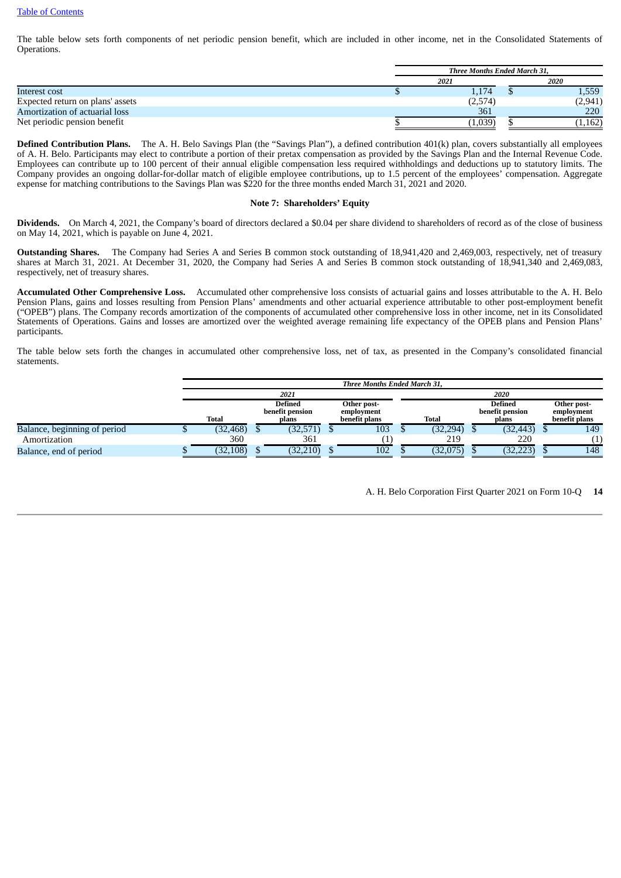The table below sets forth components of net periodic pension benefit, which are included in other income, net in the Consolidated Statements of Operations.

| | *Three Months Ended March 31,* | |
|---|---|---|
| | *2021* | *2020* |
| Interest cost | $ 1,174 | $ 1,559 |
| Expected return on plans' assets | (2,574) | (2,941) |
| Amortization of actuarial loss | 361 | 220 |
| Net periodic pension benefit | $ (1,039) | $ (1,162) |

**Defined Contribution Plans.** The A. H. Belo Savings Plan (the "Savings Plan"), a defined contribution 401(k) plan, covers substantially all employees of A. H. Belo. Participants may elect to contribute a portion of their pretax compensation as provided by the Savings Plan and the Internal Revenue Code. Employees can contribute up to 100 percent of their annual eligible compensation less required withholdings and deductions up to statutory limits. The Company provides an ongoing dollar-for-dollar match of eligible employee contributions, up to 1.5 percent of the employees' compensation. Aggregate expense for matching contributions to the Savings Plan was $220 for the three months ended March 31, 2021 and 2020.

## Note 7: Shareholders' Equity

**Dividends.** On March 4, 2021, the Company's board of directors declared a $0.04 per share dividend to shareholders of record as of the close of business on May 14, 2021, which is payable on June 4, 2021.

**Outstanding Shares.** The Company had Series A and Series B common stock outstanding of 18,941,420 and 2,469,003, respectively, net of treasury shares at March 31, 2021. At December 31, 2020, the Company had Series A and Series B common stock outstanding of 18,941,340 and 2,469,083, respectively, net of treasury shares.

**Accumulated Other Comprehensive Loss.** Accumulated other comprehensive loss consists of actuarial gains and losses attributable to the A. H. Belo Pension Plans, gains and losses resulting from Pension Plans' amendments and other actuarial experience attributable to other post-employment benefit ("OPEB") plans. The Company records amortization of the components of accumulated other comprehensive loss in other income, net in its Consolidated Statements of Operations. Gains and losses are amortized over the weighted average remaining life expectancy of the OPEB plans and Pension Plans' participants.

The table below sets forth the changes in accumulated other comprehensive loss, net of tax, as presented in the Company's consolidated financial statements.

| | *Three Months Ended March 31,* | | | | | |
|---|---|---|---|---|---|---|
| | *2021* | | | *2020* | | |
| | **Total** | **Defined benefit pension plans** | **Other post-employment benefit plans** | **Total** | **Defined benefit pension plans** | **Other post-employment benefit plans** |
| Balance, beginning of period | $ (32,468) | $ (32,571) | $ 103 | $ (32,294) | $ (32,443) | $ 149 |
| Amortization | 360 | 361 | (1) | 219 | 220 | (1) |
| Balance, end of period | $ (32,108) | $ (32,210) | $ 102 | $ (32,075) | $ (32,223) | $ 148 |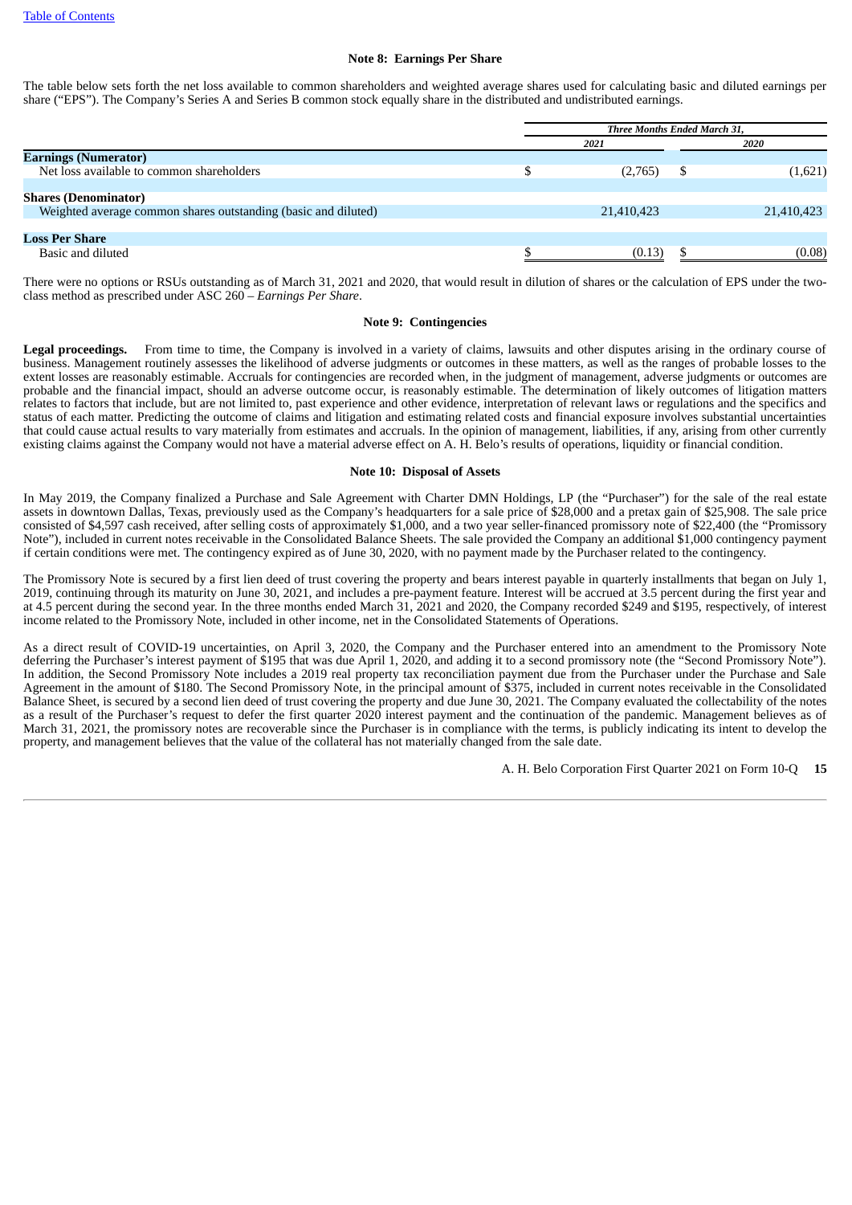### Note 8: Earnings Per Share

The table below sets forth the net loss available to common shareholders and weighted average shares used for calculating basic and diluted earnings per share ("EPS"). The Company's Series A and Series B common stock equally share in the distributed and undistributed earnings.

| | Three Months Ended March 31, | |
|---|---|---|
| | *2021* | *2020* |
| **Earnings (Numerator)** | | |
| Net loss available to common shareholders | $ (2,765) | $ (1,621) |
| **Shares (Denominator)** | | |
| Weighted average common shares outstanding (basic and diluted) | 21,410,423 | 21,410,423 |
| **Loss Per Share** | | |
| Basic and diluted | $ (0.13) | $ (0.08) |

There were no options or RSUs outstanding as of March 31, 2021 and 2020, that would result in dilution of shares or the calculation of EPS under the two-class method as prescribed under ASC 260 – *Earnings Per Share*.

### Note 9: Contingencies

**Legal proceedings.** From time to time, the Company is involved in a variety of claims, lawsuits and other disputes arising in the ordinary course of business. Management routinely assesses the likelihood of adverse judgments or outcomes in these matters, as well as the ranges of probable losses to the extent losses are reasonably estimable. Accruals for contingencies are recorded when, in the judgment of management, adverse judgments or outcomes are probable and the financial impact, should an adverse outcome occur, is reasonably estimable. The determination of likely outcomes of litigation matters relates to factors that include, but are not limited to, past experience and other evidence, interpretation of relevant laws or regulations and the specifics and status of each matter. Predicting the outcome of claims and litigation and estimating related costs and financial exposure involves substantial uncertainties that could cause actual results to vary materially from estimates and accruals. In the opinion of management, liabilities, if any, arising from other currently existing claims against the Company would not have a material adverse effect on A. H. Belo's results of operations, liquidity or financial condition.

### Note 10: Disposal of Assets

In May 2019, the Company finalized a Purchase and Sale Agreement with Charter DMN Holdings, LP (the "Purchaser") for the sale of the real estate assets in downtown Dallas, Texas, previously used as the Company's headquarters for a sale price of $28,000 and a pretax gain of $25,908. The sale price consisted of $4,597 cash received, after selling costs of approximately $1,000, and a two year seller-financed promissory note of $22,400 (the "Promissory Note"), included in current notes receivable in the Consolidated Balance Sheets. The sale provided the Company an additional $1,000 contingency payment if certain conditions were met. The contingency expired as of June 30, 2020, with no payment made by the Purchaser related to the contingency.

The Promissory Note is secured by a first lien deed of trust covering the property and bears interest payable in quarterly installments that began on July 1, 2019, continuing through its maturity on June 30, 2021, and includes a pre-payment feature. Interest will be accrued at 3.5 percent during the first year and at 4.5 percent during the second year. In the three months ended March 31, 2021 and 2020, the Company recorded $249 and $195, respectively, of interest income related to the Promissory Note, included in other income, net in the Consolidated Statements of Operations.

As a direct result of COVID-19 uncertainties, on April 3, 2020, the Company and the Purchaser entered into an amendment to the Promissory Note deferring the Purchaser's interest payment of $195 that was due April 1, 2020, and adding it to a second promissory note (the "Second Promissory Note"). In addition, the Second Promissory Note includes a 2019 real property tax reconciliation payment due from the Purchaser under the Purchase and Sale Agreement in the amount of $180. The Second Promissory Note, in the principal amount of $375, included in current notes receivable in the Consolidated Balance Sheet, is secured by a second lien deed of trust covering the property and due June 30, 2021. The Company evaluated the collectability of the notes as a result of the Purchaser's request to defer the first quarter 2020 interest payment and the continuation of the pandemic. Management believes as of March 31, 2021, the promissory notes are recoverable since the Purchaser is in compliance with the terms, is publicly indicating its intent to develop the property, and management believes that the value of the collateral has not materially changed from the sale date.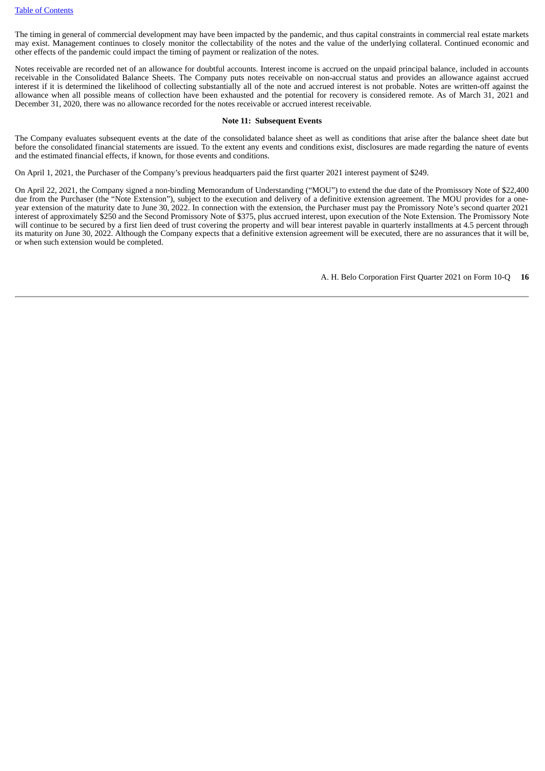The timing in general of commercial development may have been impacted by the pandemic, and thus capital constraints in commercial real estate markets may exist. Management continues to closely monitor the collectability of the notes and the value of the underlying collateral. Continued economic and other effects of the pandemic could impact the timing of payment or realization of the notes.

Notes receivable are recorded net of an allowance for doubtful accounts. Interest income is accrued on the unpaid principal balance, included in accounts receivable in the Consolidated Balance Sheets. The Company puts notes receivable on non-accrual status and provides an allowance against accrued interest if it is determined the likelihood of collecting substantially all of the note and accrued interest is not probable. Notes are written-off against the allowance when all possible means of collection have been exhausted and the potential for recovery is considered remote. As of March 31, 2021 and December 31, 2020, there was no allowance recorded for the notes receivable or accrued interest receivable.

**Note 11: Subsequent Events**

The Company evaluates subsequent events at the date of the consolidated balance sheet as well as conditions that arise after the balance sheet date but before the consolidated financial statements are issued. To the extent any events and conditions exist, disclosures are made regarding the nature of events and the estimated financial effects, if known, for those events and conditions.

On April 1, 2021, the Purchaser of the Company's previous headquarters paid the first quarter 2021 interest payment of $249.

On April 22, 2021, the Company signed a non-binding Memorandum of Understanding ("MOU") to extend the due date of the Promissory Note of $22,400 due from the Purchaser (the "Note Extension"), subject to the execution and delivery of a definitive extension agreement. The MOU provides for a one-year extension of the maturity date to June 30, 2022. In connection with the extension, the Purchaser must pay the Promissory Note's second quarter 2021 interest of approximately $250 and the Second Promissory Note of $375, plus accrued interest, upon execution of the Note Extension. The Promissory Note will continue to be secured by a first lien deed of trust covering the property and will bear interest payable in quarterly installments at 4.5 percent through its maturity on June 30, 2022. Although the Company expects that a definitive extension agreement will be executed, there are no assurances that it will be, or when such extension would be completed.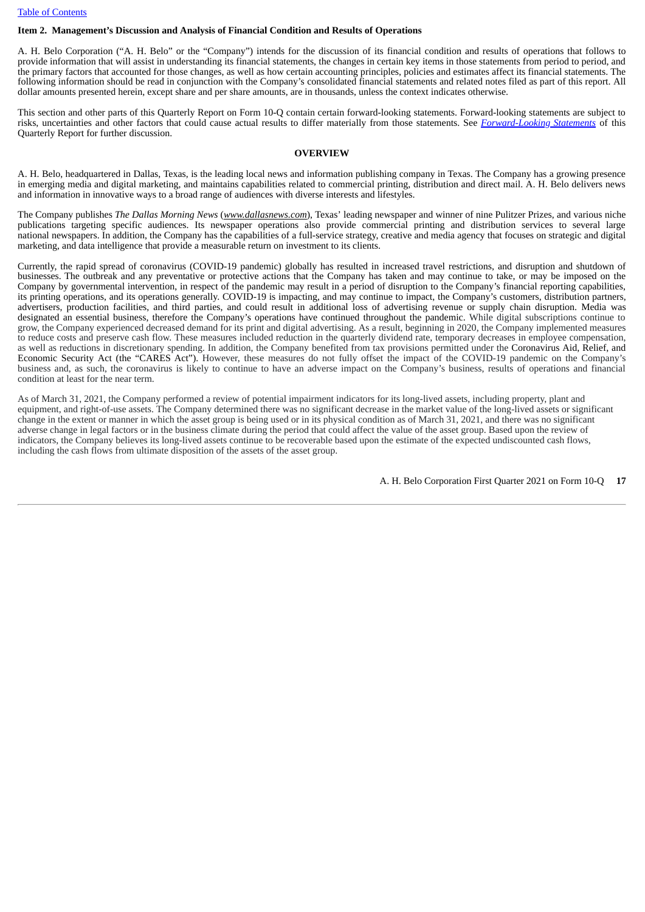## Item 2. Management's Discussion and Analysis of Financial Condition and Results of Operations

A. H. Belo Corporation ("A. H. Belo" or the "Company") intends for the discussion of its financial condition and results of operations that follows to provide information that will assist in understanding its financial statements, the changes in certain key items in those statements from period to period, and the primary factors that accounted for those changes, as well as how certain accounting principles, policies and estimates affect its financial statements. The following information should be read in conjunction with the Company's consolidated financial statements and related notes filed as part of this report. All dollar amounts presented herein, except share and per share amounts, are in thousands, unless the context indicates otherwise.

This section and other parts of this Quarterly Report on Form 10-Q contain certain forward-looking statements. Forward-looking statements are subject to risks, uncertainties and other factors that could cause actual results to differ materially from those statements. See *Forward-Looking Statements* of this Quarterly Report for further discussion.

### OVERVIEW

A. H. Belo, headquartered in Dallas, Texas, is the leading local news and information publishing company in Texas. The Company has a growing presence in emerging media and digital marketing, and maintains capabilities related to commercial printing, distribution and direct mail. A. H. Belo delivers news and information in innovative ways to a broad range of audiences with diverse interests and lifestyles.

The Company publishes *The Dallas Morning News* (*www.dallasnews.com*), Texas' leading newspaper and winner of nine Pulitzer Prizes, and various niche publications targeting specific audiences. Its newspaper operations also provide commercial printing and distribution services to several large national newspapers. In addition, the Company has the capabilities of a full-service strategy, creative and media agency that focuses on strategic and digital marketing, and data intelligence that provide a measurable return on investment to its clients.

Currently, the rapid spread of coronavirus (COVID-19 pandemic) globally has resulted in increased travel restrictions, and disruption and shutdown of businesses. The outbreak and any preventative or protective actions that the Company has taken and may continue to take, or may be imposed on the Company by governmental intervention, in respect of the pandemic may result in a period of disruption to the Company's financial reporting capabilities, its printing operations, and its operations generally. COVID-19 is impacting, and may continue to impact, the Company's customers, distribution partners, advertisers, production facilities, and third parties, and could result in additional loss of advertising revenue or supply chain disruption. Media was designated an essential business, therefore the Company's operations have continued throughout the pandemic. While digital subscriptions continue to grow, the Company experienced decreased demand for its print and digital advertising. As a result, beginning in 2020, the Company implemented measures to reduce costs and preserve cash flow. These measures included reduction in the quarterly dividend rate, temporary decreases in employee compensation, as well as reductions in discretionary spending. In addition, the Company benefited from tax provisions permitted under the Coronavirus Aid, Relief, and Economic Security Act (the "CARES Act"). However, these measures do not fully offset the impact of the COVID-19 pandemic on the Company's business and, as such, the coronavirus is likely to continue to have an adverse impact on the Company's business, results of operations and financial condition at least for the near term.

As of March 31, 2021, the Company performed a review of potential impairment indicators for its long-lived assets, including property, plant and equipment, and right-of-use assets. The Company determined there was no significant decrease in the market value of the long-lived assets or significant change in the extent or manner in which the asset group is being used or in its physical condition as of March 31, 2021, and there was no significant adverse change in legal factors or in the business climate during the period that could affect the value of the asset group. Based upon the review of indicators, the Company believes its long-lived assets continue to be recoverable based upon the estimate of the expected undiscounted cash flows, including the cash flows from ultimate disposition of the assets of the asset group.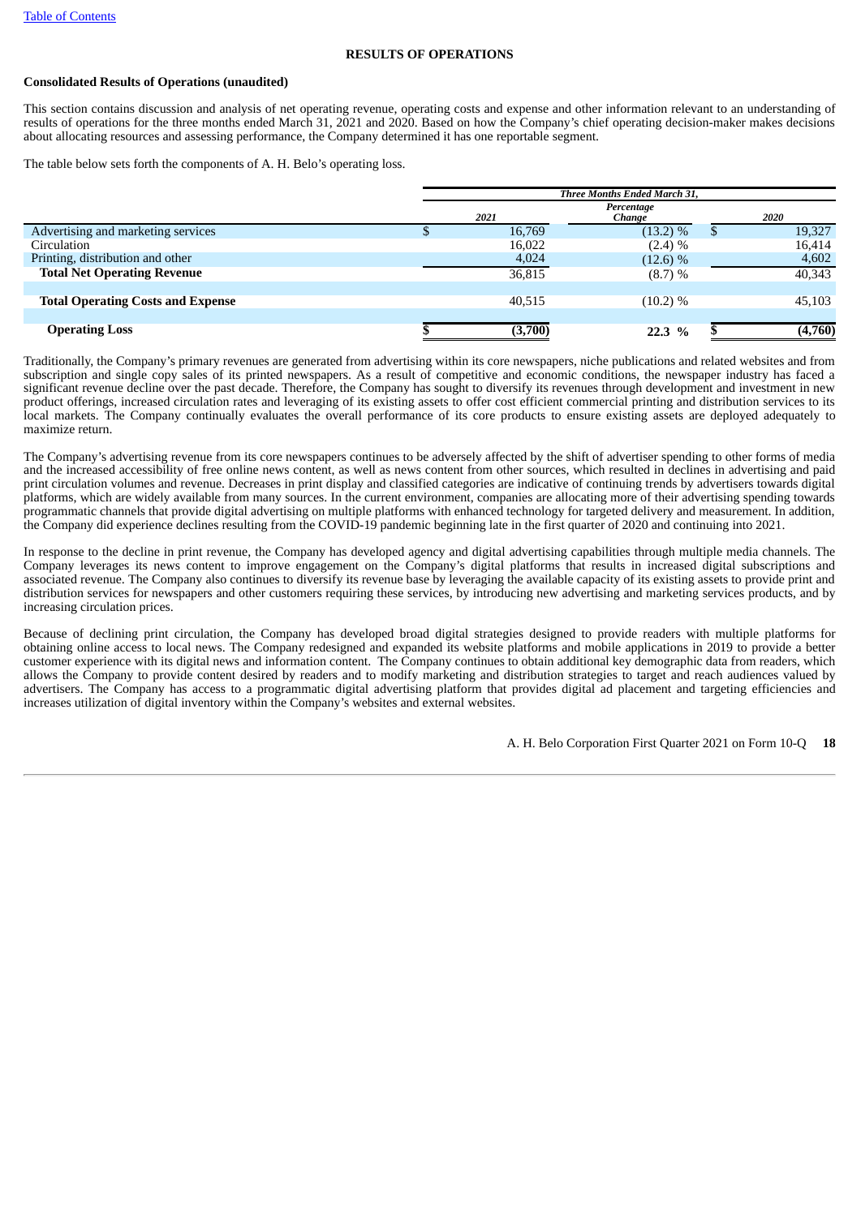**RESULTS OF OPERATIONS**

**Consolidated Results of Operations (unaudited)**

This section contains discussion and analysis of net operating revenue, operating costs and expense and other information relevant to an understanding of results of operations for the three months ended March 31, 2021 and 2020. Based on how the Company's chief operating decision-maker makes decisions about allocating resources and assessing performance, the Company determined it has one reportable segment.

The table below sets forth the components of A. H. Belo's operating loss.

| | *Three Months Ended March 31,* | | |
|---|---|---|---|
| | *2021* | *Percentage Change* | *2020* |
| Advertising and marketing services | $ 16,769 | (13.2) % | $ 19,327 |
| Circulation | 16,022 | (2.4) % | 16,414 |
| Printing, distribution and other | 4,024 | (12.6) % | 4,602 |
| **Total Net Operating Revenue** | 36,815 | (8.7) % | 40,343 |
| | | | |
| **Total Operating Costs and Expense** | 40,515 | (10.2) % | 45,103 |
| | | | |
| **Operating Loss** | **$ (3,700)** | **22.3 %** | **$ (4,760)** |

Traditionally, the Company's primary revenues are generated from advertising within its core newspapers, niche publications and related websites and from subscription and single copy sales of its printed newspapers. As a result of competitive and economic conditions, the newspaper industry has faced a significant revenue decline over the past decade. Therefore, the Company has sought to diversify its revenues through development and investment in new product offerings, increased circulation rates and leveraging of its existing assets to offer cost efficient commercial printing and distribution services to its local markets. The Company continually evaluates the overall performance of its core products to ensure existing assets are deployed adequately to maximize return.

The Company's advertising revenue from its core newspapers continues to be adversely affected by the shift of advertiser spending to other forms of media and the increased accessibility of free online news content, as well as news content from other sources, which resulted in declines in advertising and paid print circulation volumes and revenue. Decreases in print display and classified categories are indicative of continuing trends by advertisers towards digital platforms, which are widely available from many sources. In the current environment, companies are allocating more of their advertising spending towards programmatic channels that provide digital advertising on multiple platforms with enhanced technology for targeted delivery and measurement. In addition, the Company did experience declines resulting from the COVID-19 pandemic beginning late in the first quarter of 2020 and continuing into 2021.

In response to the decline in print revenue, the Company has developed agency and digital advertising capabilities through multiple media channels. The Company leverages its news content to improve engagement on the Company's digital platforms that results in increased digital subscriptions and associated revenue. The Company also continues to diversify its revenue base by leveraging the available capacity of its existing assets to provide print and distribution services for newspapers and other customers requiring these services, by introducing new advertising and marketing services products, and by increasing circulation prices.

Because of declining print circulation, the Company has developed broad digital strategies designed to provide readers with multiple platforms for obtaining online access to local news. The Company redesigned and expanded its website platforms and mobile applications in 2019 to provide a better customer experience with its digital news and information content. The Company continues to obtain additional key demographic data from readers, which allows the Company to provide content desired by readers and to modify marketing and distribution strategies to target and reach audiences valued by advertisers. The Company has access to a programmatic digital advertising platform that provides digital ad placement and targeting efficiencies and increases utilization of digital inventory within the Company's websites and external websites.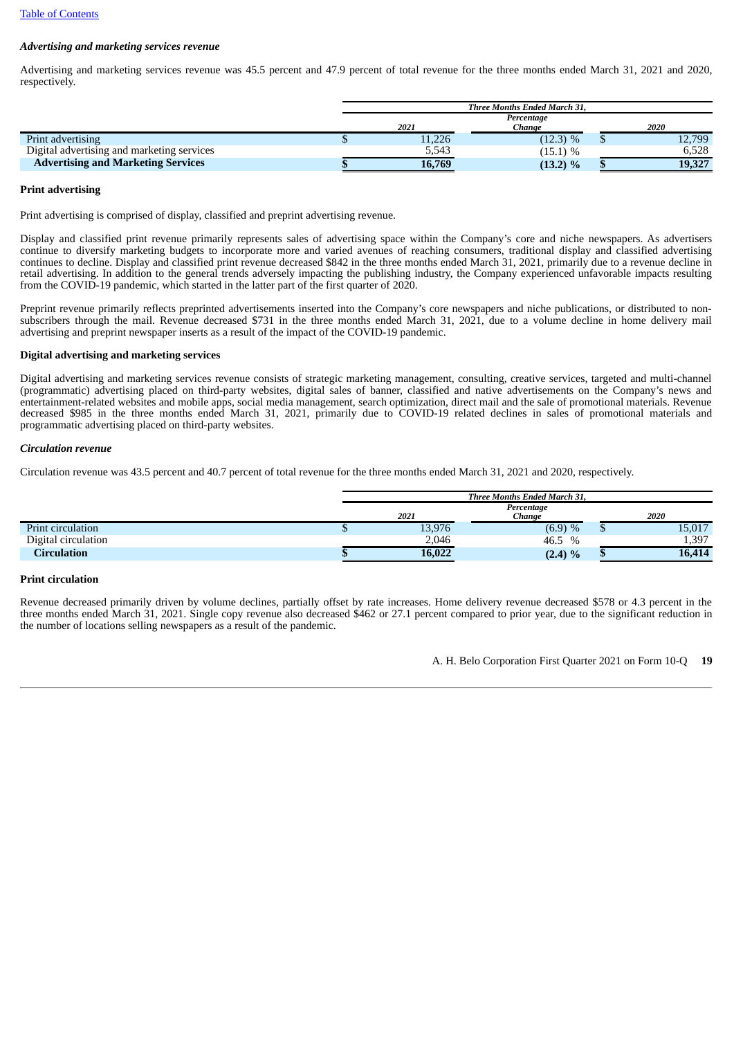*Advertising and marketing services revenue*

Advertising and marketing services revenue was 45.5 percent and 47.9 percent of total revenue for the three months ended March 31, 2021 and 2020, respectively.

| | Three Months Ended March 31, | | |
|---|---|---|---|
| | 2021 | Percentage Change | 2020 |
| Print advertising | $ 11,226 | (12.3) % | $ 12,799 |
| Digital advertising and marketing services | 5,543 | (15.1) % | 6,528 |
| **Advertising and Marketing Services** | **$ 16,769** | **(13.2) %** | **$ 19,327** |

**Print advertising**

Print advertising is comprised of display, classified and preprint advertising revenue.

Display and classified print revenue primarily represents sales of advertising space within the Company's core and niche newspapers. As advertisers continue to diversify marketing budgets to incorporate more and varied avenues of reaching consumers, traditional display and classified advertising continues to decline. Display and classified print revenue decreased $842 in the three months ended March 31, 2021, primarily due to a revenue decline in retail advertising. In addition to the general trends adversely impacting the publishing industry, the Company experienced unfavorable impacts resulting from the COVID-19 pandemic, which started in the latter part of the first quarter of 2020.

Preprint revenue primarily reflects preprinted advertisements inserted into the Company's core newspapers and niche publications, or distributed to non-subscribers through the mail. Revenue decreased $731 in the three months ended March 31, 2021, due to a volume decline in home delivery mail advertising and preprint newspaper inserts as a result of the impact of the COVID-19 pandemic.

**Digital advertising and marketing services**

Digital advertising and marketing services revenue consists of strategic marketing management, consulting, creative services, targeted and multi-channel (programmatic) advertising placed on third-party websites, digital sales of banner, classified and native advertisements on the Company's news and entertainment-related websites and mobile apps, social media management, search optimization, direct mail and the sale of promotional materials. Revenue decreased $985 in the three months ended March 31, 2021, primarily due to COVID-19 related declines in sales of promotional materials and programmatic advertising placed on third-party websites.

*Circulation revenue*

Circulation revenue was 43.5 percent and 40.7 percent of total revenue for the three months ended March 31, 2021 and 2020, respectively.

| | Three Months Ended March 31, | | |
|---|---|---|---|
| | 2021 | Percentage Change | 2020 |
| Print circulation | $ 13,976 | (6.9) % | $ 15,017 |
| Digital circulation | 2,046 | 46.5 % | 1,397 |
| **Circulation** | **$ 16,022** | **(2.4) %** | **$ 16,414** |

**Print circulation**

Revenue decreased primarily driven by volume declines, partially offset by rate increases. Home delivery revenue decreased $578 or 4.3 percent in the three months ended March 31, 2021. Single copy revenue also decreased $462 or 27.1 percent compared to prior year, due to the significant reduction in the number of locations selling newspapers as a result of the pandemic.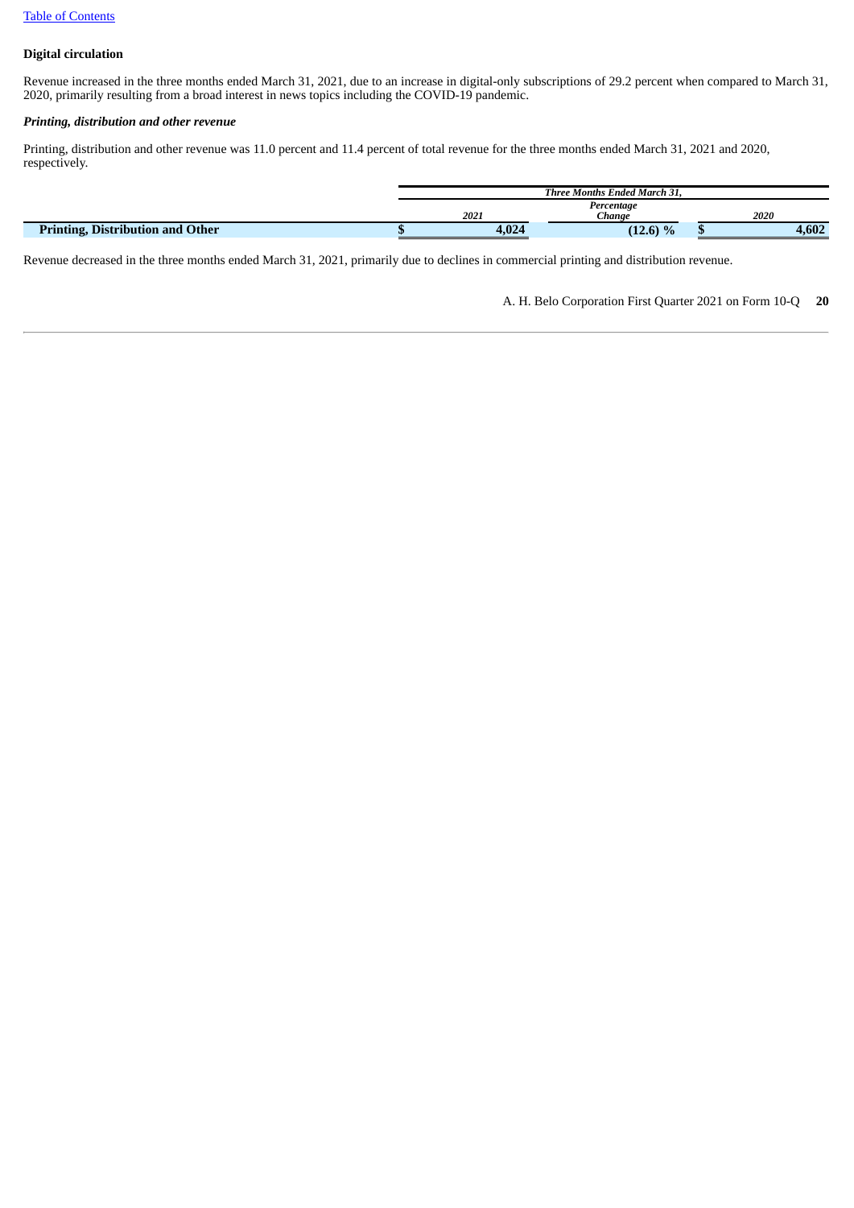**Digital circulation**

Revenue increased in the three months ended March 31, 2021, due to an increase in digital-only subscriptions of 29.2 percent when compared to March 31, 2020, primarily resulting from a broad interest in news topics including the COVID-19 pandemic.

***Printing, distribution and other revenue***

Printing, distribution and other revenue was 11.0 percent and 11.4 percent of total revenue for the three months ended March 31, 2021 and 2020, respectively.

| | *Three Months Ended March 31,* | | |
|---|---|---|---|
| | *2021* | *Percentage Change* | *2020* |
| **Printing, Distribution and Other** | **$ 4,024** | **(12.6) %** | **$ 4,602** |

Revenue decreased in the three months ended March 31, 2021, primarily due to declines in commercial printing and distribution revenue.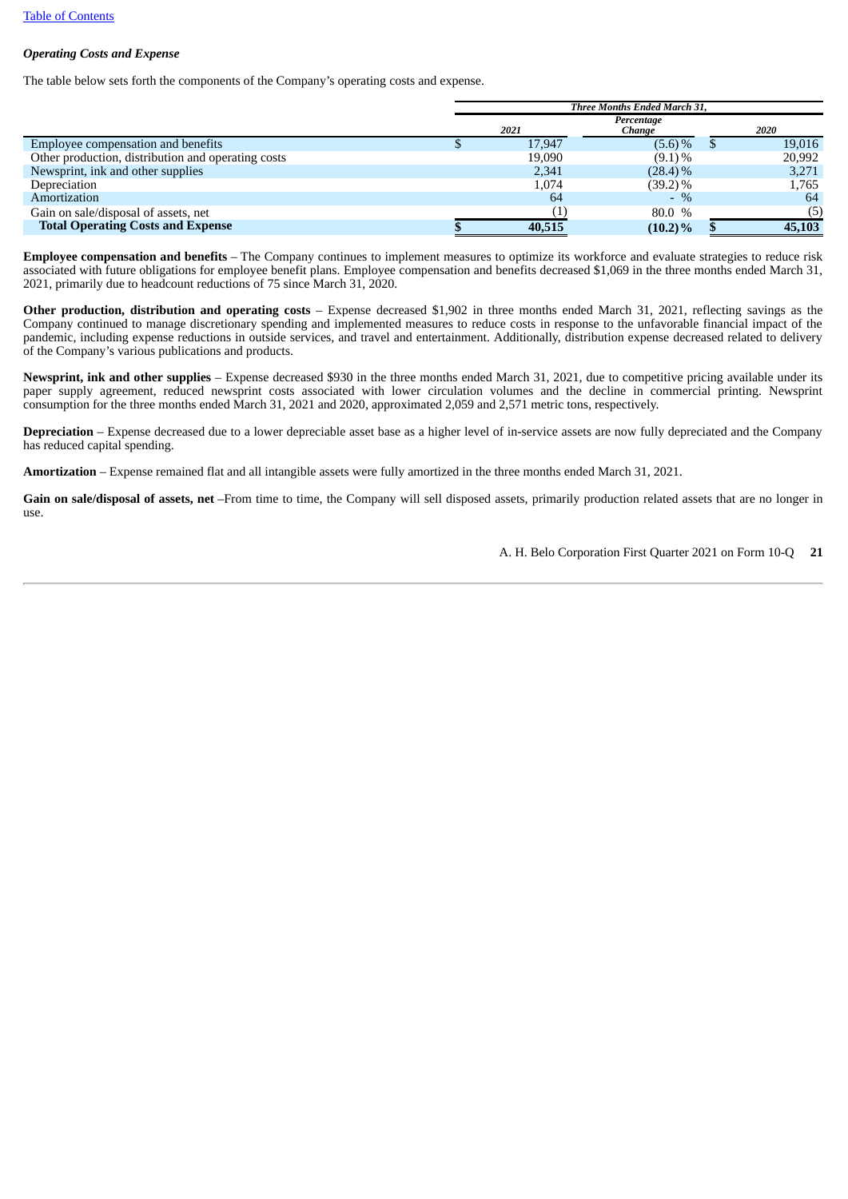*Operating Costs and Expense*

The table below sets forth the components of the Company's operating costs and expense.

| | Three Months Ended March 31, | | |
|---|---|---|---|
| | 2021 | Percentage Change | 2020 |
| Employee compensation and benefits | $ 17,947 | (5.6) % | $ 19,016 |
| Other production, distribution and operating costs | 19,090 | (9.1) % | 20,992 |
| Newsprint, ink and other supplies | 2,341 | (28.4) % | 3,271 |
| Depreciation | 1,074 | (39.2) % | 1,765 |
| Amortization | 64 | - % | 64 |
| Gain on sale/disposal of assets, net | (1) | 80.0 % | (5) |
| **Total Operating Costs and Expense** | **$ 40,515** | **(10.2) %** | **$ 45,103** |

**Employee compensation and benefits** – The Company continues to implement measures to optimize its workforce and evaluate strategies to reduce risk associated with future obligations for employee benefit plans. Employee compensation and benefits decreased $1,069 in the three months ended March 31, 2021, primarily due to headcount reductions of 75 since March 31, 2020.

**Other production, distribution and operating costs** – Expense decreased $1,902 in three months ended March 31, 2021, reflecting savings as the Company continued to manage discretionary spending and implemented measures to reduce costs in response to the unfavorable financial impact of the pandemic, including expense reductions in outside services, and travel and entertainment. Additionally, distribution expense decreased related to delivery of the Company's various publications and products.

**Newsprint, ink and other supplies** – Expense decreased $930 in the three months ended March 31, 2021, due to competitive pricing available under its paper supply agreement, reduced newsprint costs associated with lower circulation volumes and the decline in commercial printing. Newsprint consumption for the three months ended March 31, 2021 and 2020, approximated 2,059 and 2,571 metric tons, respectively.

**Depreciation** – Expense decreased due to a lower depreciable asset base as a higher level of in-service assets are now fully depreciated and the Company has reduced capital spending.

**Amortization** – Expense remained flat and all intangible assets were fully amortized in the three months ended March 31, 2021.

**Gain on sale/disposal of assets, net** –From time to time, the Company will sell disposed assets, primarily production related assets that are no longer in use.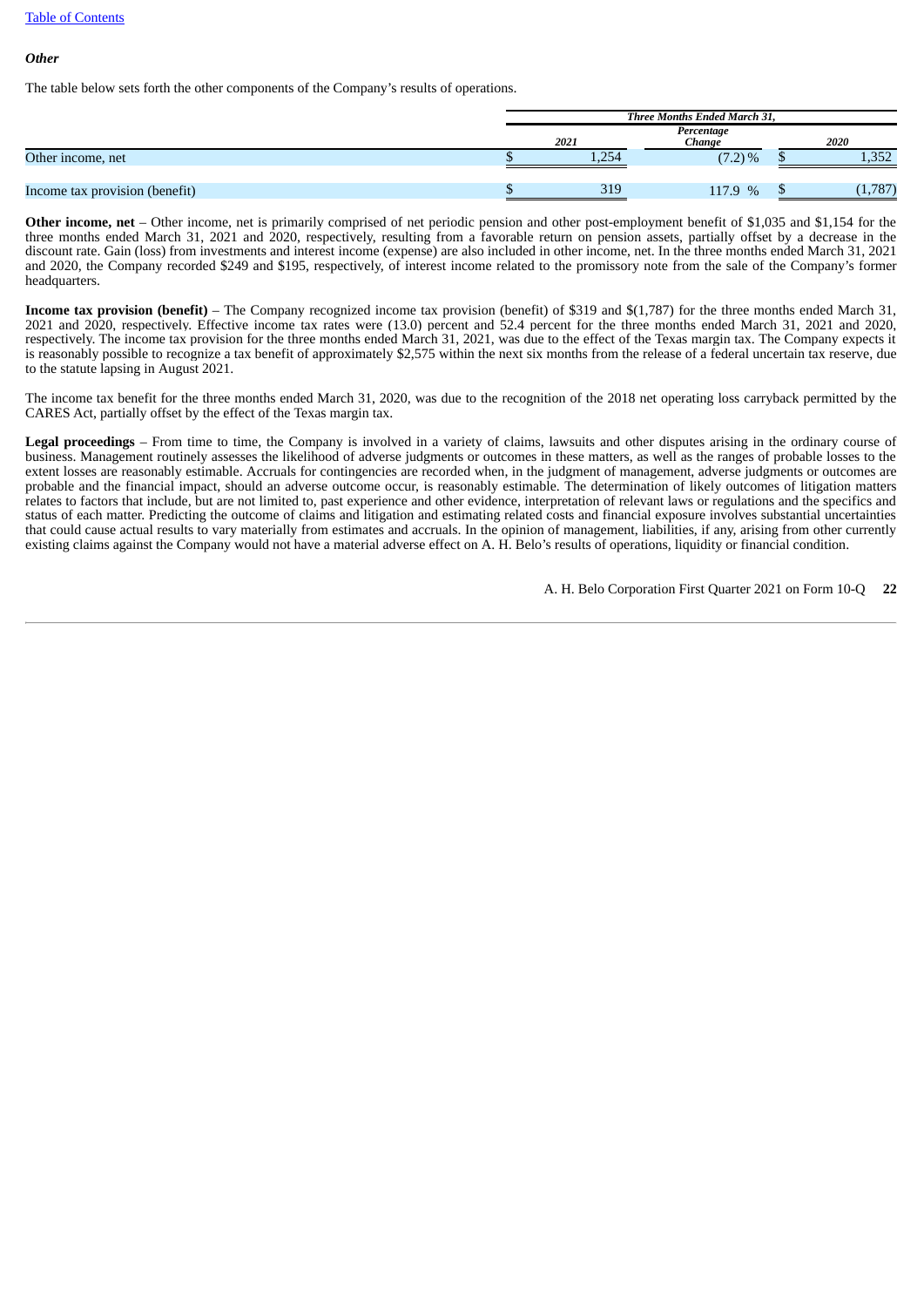***Other***

The table below sets forth the other components of the Company's results of operations.

| | Three Months Ended March 31, | | |
|---|---|---|---|
| | 2021 | Percentage Change | 2020 |
| Other income, net | $ 1,254 | (7.2)% | $ 1,352 |
| Income tax provision (benefit) | $ 319 | 117.9 % | $ (1,787) |

**Other income, net** – Other income, net is primarily comprised of net periodic pension and other post-employment benefit of $1,035 and $1,154 for the three months ended March 31, 2021 and 2020, respectively, resulting from a favorable return on pension assets, partially offset by a decrease in the discount rate. Gain (loss) from investments and interest income (expense) are also included in other income, net. In the three months ended March 31, 2021 and 2020, the Company recorded $249 and $195, respectively, of interest income related to the promissory note from the sale of the Company's former headquarters.

**Income tax provision (benefit)** – The Company recognized income tax provision (benefit) of $319 and $(1,787) for the three months ended March 31, 2021 and 2020, respectively. Effective income tax rates were (13.0) percent and 52.4 percent for the three months ended March 31, 2021 and 2020, respectively. The income tax provision for the three months ended March 31, 2021, was due to the effect of the Texas margin tax. The Company expects it is reasonably possible to recognize a tax benefit of approximately $2,575 within the next six months from the release of a federal uncertain tax reserve, due to the statute lapsing in August 2021.

The income tax benefit for the three months ended March 31, 2020, was due to the recognition of the 2018 net operating loss carryback permitted by the CARES Act, partially offset by the effect of the Texas margin tax.

**Legal proceedings** – From time to time, the Company is involved in a variety of claims, lawsuits and other disputes arising in the ordinary course of business. Management routinely assesses the likelihood of adverse judgments or outcomes in these matters, as well as the ranges of probable losses to the extent losses are reasonably estimable. Accruals for contingencies are recorded when, in the judgment of management, adverse judgments or outcomes are probable and the financial impact, should an adverse outcome occur, is reasonably estimable. The determination of likely outcomes of litigation matters relates to factors that include, but are not limited to, past experience and other evidence, interpretation of relevant laws or regulations and the specifics and status of each matter. Predicting the outcome of claims and litigation and estimating related costs and financial exposure involves substantial uncertainties that could cause actual results to vary materially from estimates and accruals. In the opinion of management, liabilities, if any, arising from other currently existing claims against the Company would not have a material adverse effect on A. H. Belo's results of operations, liquidity or financial condition.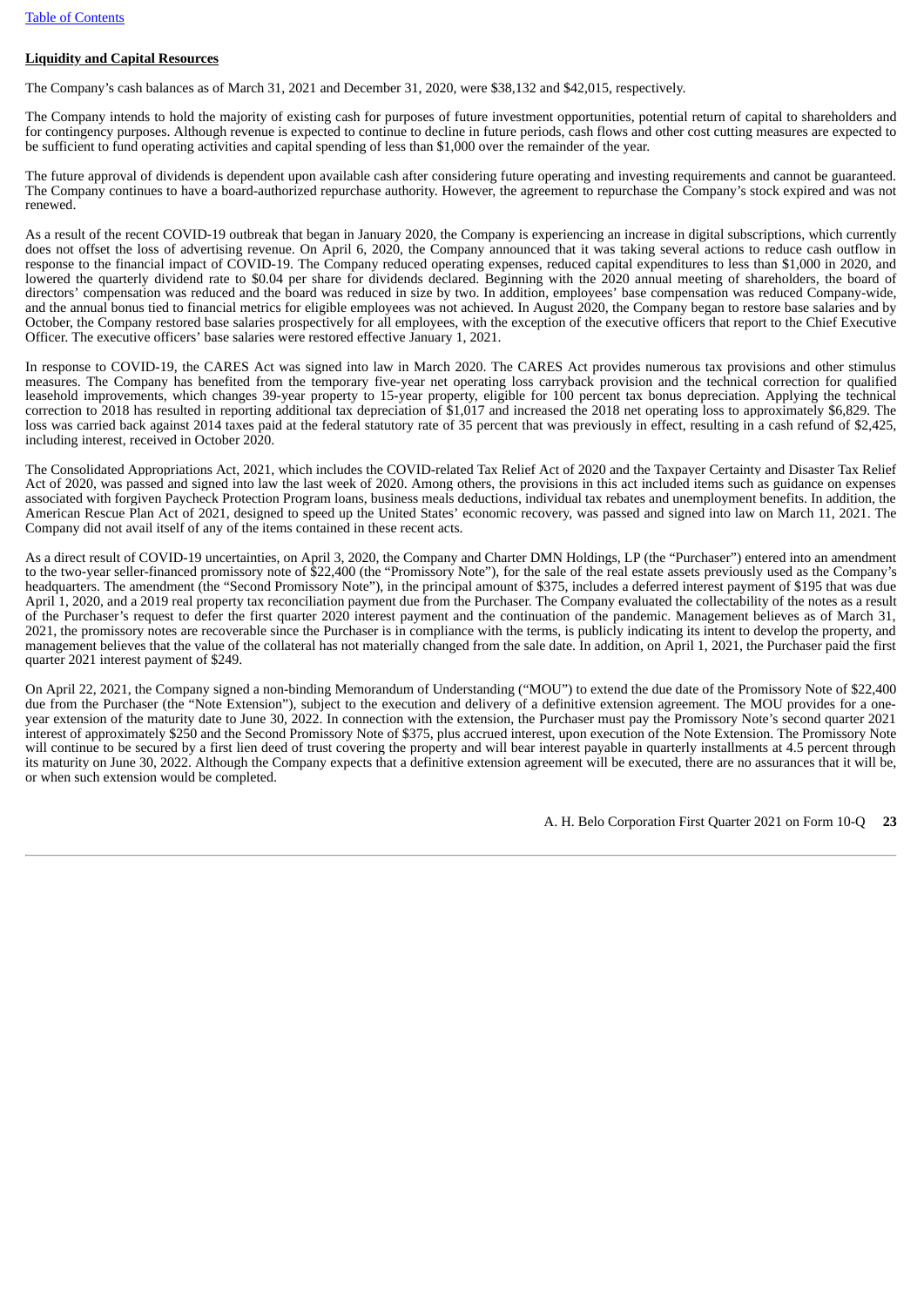**Liquidity and Capital Resources**

The Company's cash balances as of March 31, 2021 and December 31, 2020, were $38,132 and $42,015, respectively.

The Company intends to hold the majority of existing cash for purposes of future investment opportunities, potential return of capital to shareholders and for contingency purposes. Although revenue is expected to continue to decline in future periods, cash flows and other cost cutting measures are expected to be sufficient to fund operating activities and capital spending of less than $1,000 over the remainder of the year.

The future approval of dividends is dependent upon available cash after considering future operating and investing requirements and cannot be guaranteed. The Company continues to have a board-authorized repurchase authority. However, the agreement to repurchase the Company's stock expired and was not renewed.

As a result of the recent COVID-19 outbreak that began in January 2020, the Company is experiencing an increase in digital subscriptions, which currently does not offset the loss of advertising revenue. On April 6, 2020, the Company announced that it was taking several actions to reduce cash outflow in response to the financial impact of COVID-19. The Company reduced operating expenses, reduced capital expenditures to less than $1,000 in 2020, and lowered the quarterly dividend rate to $0.04 per share for dividends declared. Beginning with the 2020 annual meeting of shareholders, the board of directors' compensation was reduced and the board was reduced in size by two. In addition, employees' base compensation was reduced Company-wide, and the annual bonus tied to financial metrics for eligible employees was not achieved. In August 2020, the Company began to restore base salaries and by October, the Company restored base salaries prospectively for all employees, with the exception of the executive officers that report to the Chief Executive Officer. The executive officers' base salaries were restored effective January 1, 2021.

In response to COVID-19, the CARES Act was signed into law in March 2020. The CARES Act provides numerous tax provisions and other stimulus measures. The Company has benefited from the temporary five-year net operating loss carryback provision and the technical correction for qualified leasehold improvements, which changes 39-year property to 15-year property, eligible for 100 percent tax bonus depreciation. Applying the technical correction to 2018 has resulted in reporting additional tax depreciation of $1,017 and increased the 2018 net operating loss to approximately $6,829. The loss was carried back against 2014 taxes paid at the federal statutory rate of 35 percent that was previously in effect, resulting in a cash refund of $2,425, including interest, received in October 2020.

The Consolidated Appropriations Act, 2021, which includes the COVID-related Tax Relief Act of 2020 and the Taxpayer Certainty and Disaster Tax Relief Act of 2020, was passed and signed into law the last week of 2020. Among others, the provisions in this act included items such as guidance on expenses associated with forgiven Paycheck Protection Program loans, business meals deductions, individual tax rebates and unemployment benefits. In addition, the American Rescue Plan Act of 2021, designed to speed up the United States' economic recovery, was passed and signed into law on March 11, 2021. The Company did not avail itself of any of the items contained in these recent acts.

As a direct result of COVID-19 uncertainties, on April 3, 2020, the Company and Charter DMN Holdings, LP (the "Purchaser") entered into an amendment to the two-year seller-financed promissory note of $22,400 (the "Promissory Note"), for the sale of the real estate assets previously used as the Company's headquarters. The amendment (the "Second Promissory Note"), in the principal amount of $375, includes a deferred interest payment of $195 that was due April 1, 2020, and a 2019 real property tax reconciliation payment due from the Purchaser. The Company evaluated the collectability of the notes as a result of the Purchaser's request to defer the first quarter 2020 interest payment and the continuation of the pandemic. Management believes as of March 31, 2021, the promissory notes are recoverable since the Purchaser is in compliance with the terms, is publicly indicating its intent to develop the property, and management believes that the value of the collateral has not materially changed from the sale date. In addition, on April 1, 2021, the Purchaser paid the first quarter 2021 interest payment of $249.

On April 22, 2021, the Company signed a non-binding Memorandum of Understanding ("MOU") to extend the due date of the Promissory Note of $22,400 due from the Purchaser (the "Note Extension"), subject to the execution and delivery of a definitive extension agreement. The MOU provides for a one-year extension of the maturity date to June 30, 2022. In connection with the extension, the Purchaser must pay the Promissory Note's second quarter 2021 interest of approximately $250 and the Second Promissory Note of $375, plus accrued interest, upon execution of the Note Extension. The Promissory Note will continue to be secured by a first lien deed of trust covering the property and will bear interest payable in quarterly installments at 4.5 percent through its maturity on June 30, 2022. Although the Company expects that a definitive extension agreement will be executed, there are no assurances that it will be, or when such extension would be completed.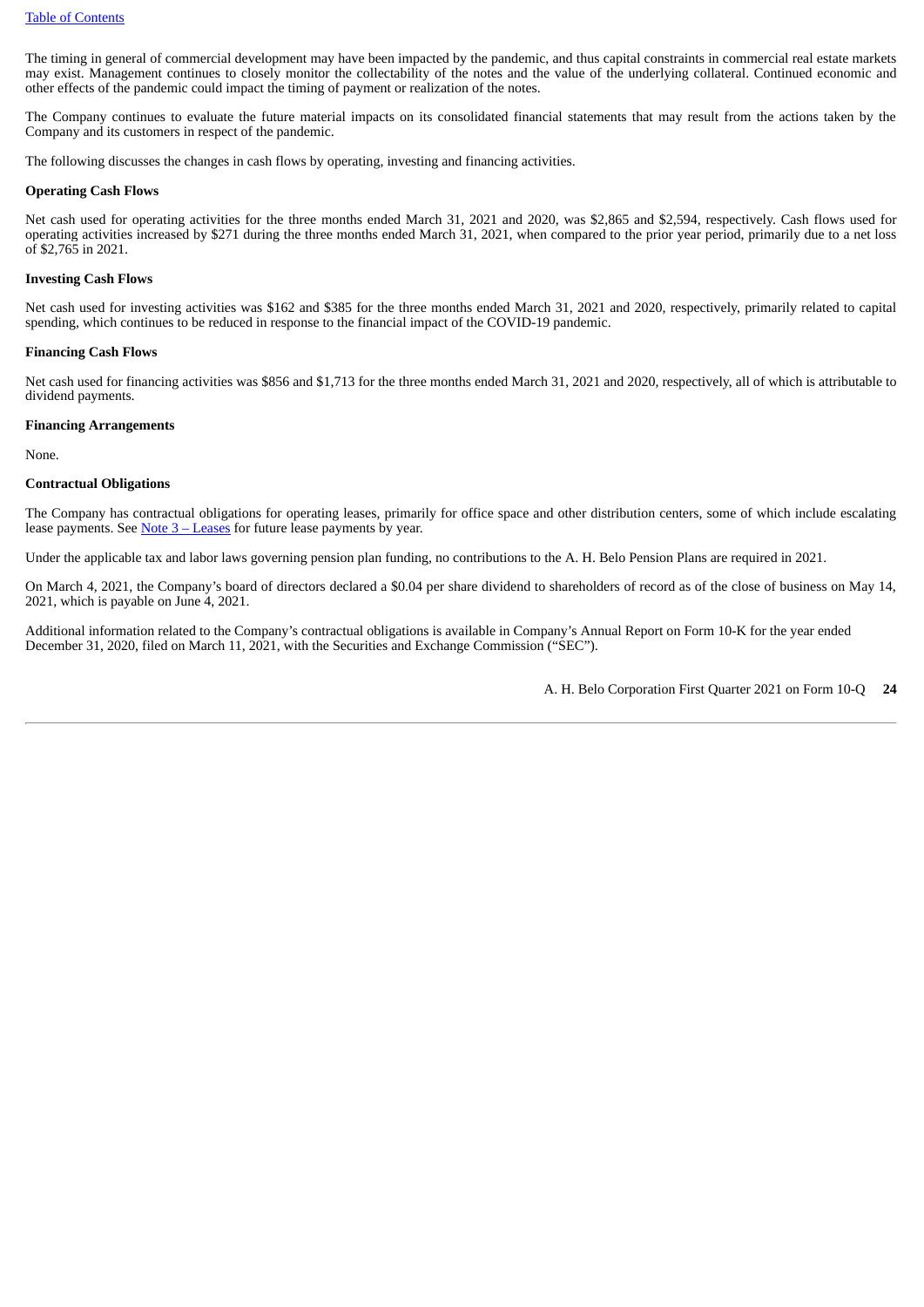The timing in general of commercial development may have been impacted by the pandemic, and thus capital constraints in commercial real estate markets may exist. Management continues to closely monitor the collectability of the notes and the value of the underlying collateral. Continued economic and other effects of the pandemic could impact the timing of payment or realization of the notes.

The Company continues to evaluate the future material impacts on its consolidated financial statements that may result from the actions taken by the Company and its customers in respect of the pandemic.

The following discusses the changes in cash flows by operating, investing and financing activities.

**Operating Cash Flows**

Net cash used for operating activities for the three months ended March 31, 2021 and 2020, was $2,865 and $2,594, respectively. Cash flows used for operating activities increased by $271 during the three months ended March 31, 2021, when compared to the prior year period, primarily due to a net loss of $2,765 in 2021.

**Investing Cash Flows**

Net cash used for investing activities was $162 and $385 for the three months ended March 31, 2021 and 2020, respectively, primarily related to capital spending, which continues to be reduced in response to the financial impact of the COVID-19 pandemic.

**Financing Cash Flows**

Net cash used for financing activities was $856 and $1,713 for the three months ended March 31, 2021 and 2020, respectively, all of which is attributable to dividend payments.

**Financing Arrangements**

None.

**Contractual Obligations**

The Company has contractual obligations for operating leases, primarily for office space and other distribution centers, some of which include escalating lease payments. See Note 3 – Leases for future lease payments by year.

Under the applicable tax and labor laws governing pension plan funding, no contributions to the A. H. Belo Pension Plans are required in 2021.

On March 4, 2021, the Company's board of directors declared a $0.04 per share dividend to shareholders of record as of the close of business on May 14, 2021, which is payable on June 4, 2021.

Additional information related to the Company's contractual obligations is available in Company's Annual Report on Form 10-K for the year ended December 31, 2020, filed on March 11, 2021, with the Securities and Exchange Commission ("SEC").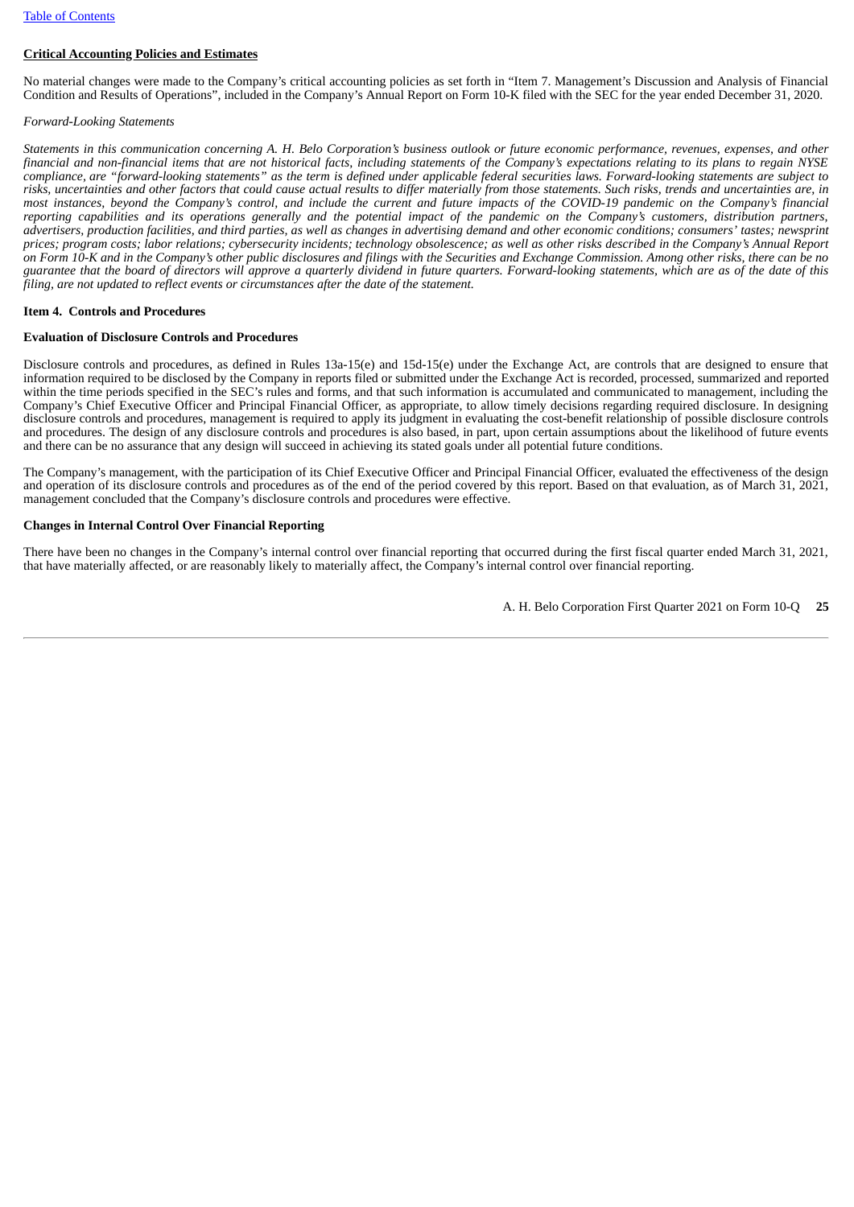**Critical Accounting Policies and Estimates**

No material changes were made to the Company's critical accounting policies as set forth in "Item 7. Management's Discussion and Analysis of Financial Condition and Results of Operations", included in the Company's Annual Report on Form 10-K filed with the SEC for the year ended December 31, 2020.

*Forward-Looking Statements*

*Statements in this communication concerning A. H. Belo Corporation's business outlook or future economic performance, revenues, expenses, and other financial and non-financial items that are not historical facts, including statements of the Company's expectations relating to its plans to regain NYSE compliance, are "forward-looking statements" as the term is defined under applicable federal securities laws. Forward-looking statements are subject to risks, uncertainties and other factors that could cause actual results to differ materially from those statements. Such risks, trends and uncertainties are, in most instances, beyond the Company's control, and include the current and future impacts of the COVID-19 pandemic on the Company's financial reporting capabilities and its operations generally and the potential impact of the pandemic on the Company's customers, distribution partners, advertisers, production facilities, and third parties, as well as changes in advertising demand and other economic conditions; consumers' tastes; newsprint prices; program costs; labor relations; cybersecurity incidents; technology obsolescence; as well as other risks described in the Company's Annual Report on Form 10-K and in the Company's other public disclosures and filings with the Securities and Exchange Commission. Among other risks, there can be no guarantee that the board of directors will approve a quarterly dividend in future quarters. Forward-looking statements, which are as of the date of this filing, are not updated to reflect events or circumstances after the date of the statement.*

## Item 4. Controls and Procedures

**Evaluation of Disclosure Controls and Procedures**

Disclosure controls and procedures, as defined in Rules 13a-15(e) and 15d-15(e) under the Exchange Act, are controls that are designed to ensure that information required to be disclosed by the Company in reports filed or submitted under the Exchange Act is recorded, processed, summarized and reported within the time periods specified in the SEC's rules and forms, and that such information is accumulated and communicated to management, including the Company's Chief Executive Officer and Principal Financial Officer, as appropriate, to allow timely decisions regarding required disclosure. In designing disclosure controls and procedures, management is required to apply its judgment in evaluating the cost-benefit relationship of possible disclosure controls and procedures. The design of any disclosure controls and procedures is also based, in part, upon certain assumptions about the likelihood of future events and there can be no assurance that any design will succeed in achieving its stated goals under all potential future conditions.

The Company's management, with the participation of its Chief Executive Officer and Principal Financial Officer, evaluated the effectiveness of the design and operation of its disclosure controls and procedures as of the end of the period covered by this report. Based on that evaluation, as of March 31, 2021, management concluded that the Company's disclosure controls and procedures were effective.

**Changes in Internal Control Over Financial Reporting**

There have been no changes in the Company's internal control over financial reporting that occurred during the first fiscal quarter ended March 31, 2021, that have materially affected, or are reasonably likely to materially affect, the Company's internal control over financial reporting.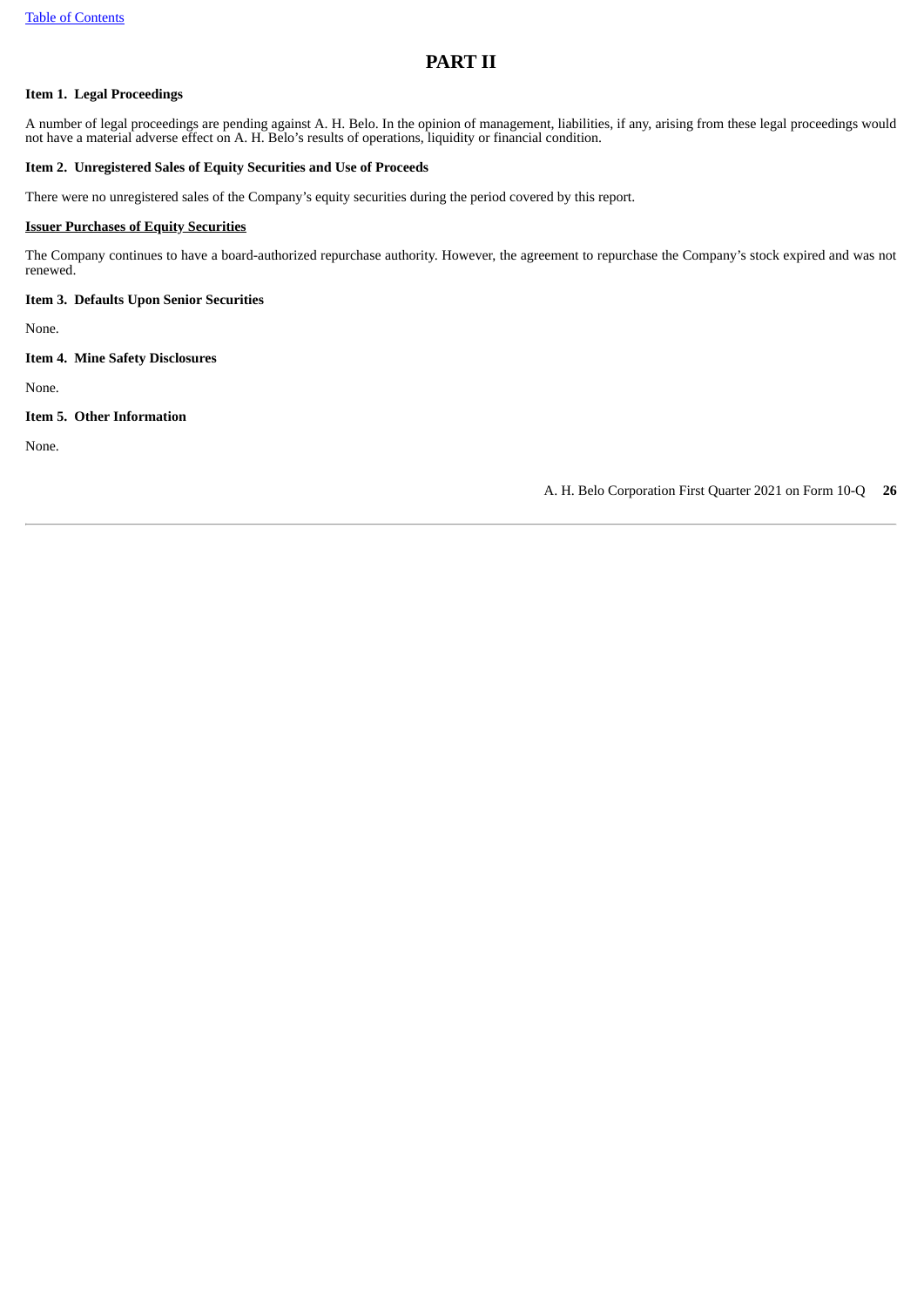# PART II

**Item 1. Legal Proceedings**

A number of legal proceedings are pending against A. H. Belo. In the opinion of management, liabilities, if any, arising from these legal proceedings would not have a material adverse effect on A. H. Belo's results of operations, liquidity or financial condition.

**Item 2. Unregistered Sales of Equity Securities and Use of Proceeds**

There were no unregistered sales of the Company's equity securities during the period covered by this report.

**Issuer Purchases of Equity Securities**

The Company continues to have a board-authorized repurchase authority. However, the agreement to repurchase the Company's stock expired and was not renewed.

**Item 3. Defaults Upon Senior Securities**

None.

**Item 4. Mine Safety Disclosures**

None.

**Item 5. Other Information**

None.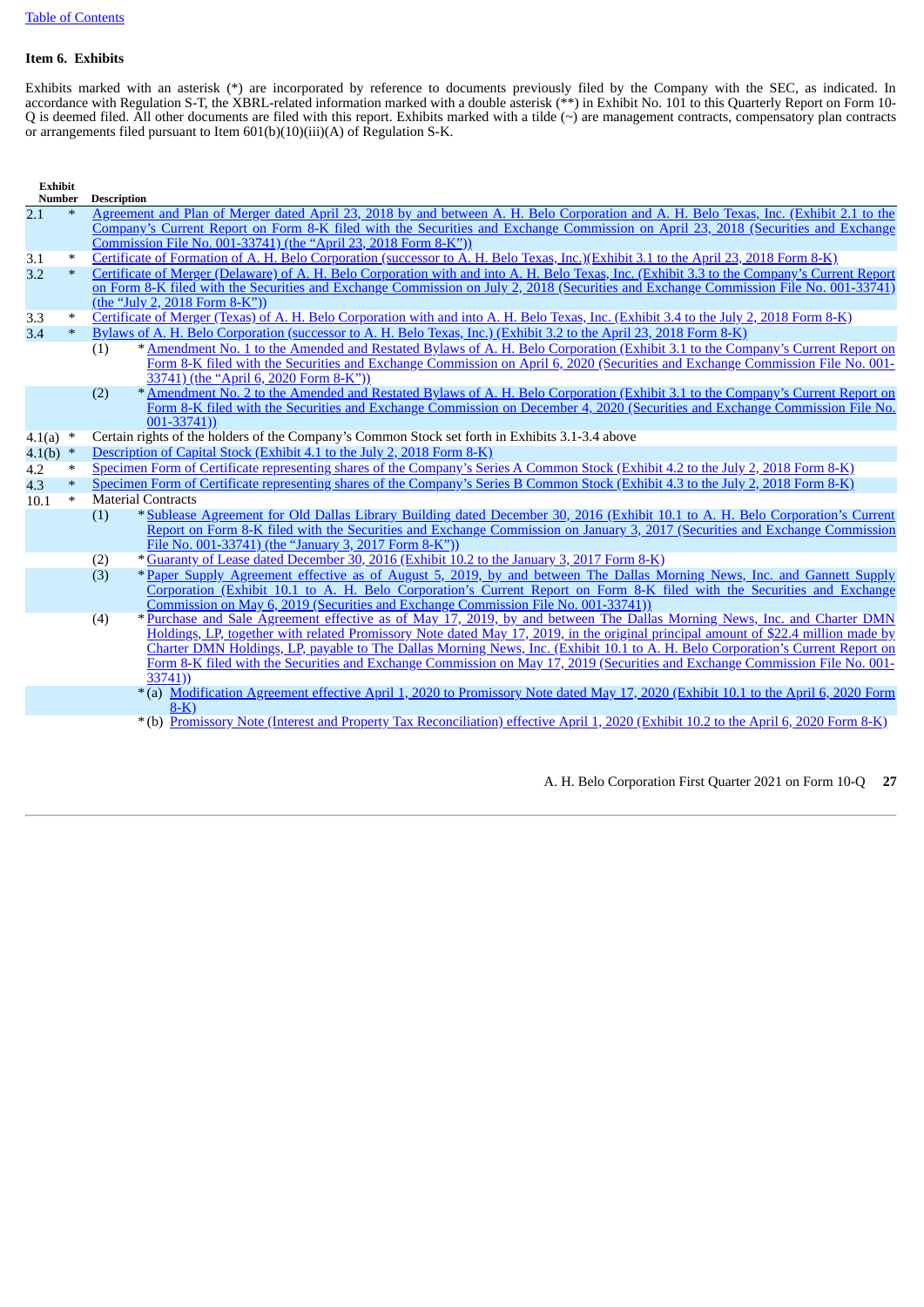## Item 6. Exhibits

Exhibits marked with an asterisk (*) are incorporated by reference to documents previously filed by the Company with the SEC, as indicated. In accordance with Regulation S-T, the XBRL-related information marked with a double asterisk (**) in Exhibit No. 101 to this Quarterly Report on Form 10-Q is deemed filed. All other documents are filed with this report. Exhibits marked with a tilde (~) are management contracts, compensatory plan contracts or arrangements filed pursuant to Item 601(b)(10)(iii)(A) of Regulation S-K.

| Exhibit Number | | Description |
|---|---|---|
| 2.1 | * | Agreement and Plan of Merger dated April 23, 2018 by and between A. H. Belo Corporation and A. H. Belo Texas, Inc. (Exhibit 2.1 to the Company's Current Report on Form 8-K filed with the Securities and Exchange Commission on April 23, 2018 (Securities and Exchange Commission File No. 001-33741) (the "April 23, 2018 Form 8-K")) |
| 3.1 | * | Certificate of Formation of A. H. Belo Corporation (successor to A. H. Belo Texas, Inc.)(Exhibit 3.1 to the April 23, 2018 Form 8-K) |
| 3.2 | * | Certificate of Merger (Delaware) of A. H. Belo Corporation with and into A. H. Belo Texas, Inc. (Exhibit 3.3 to the Company's Current Report on Form 8-K filed with the Securities and Exchange Commission on July 2, 2018 (Securities and Exchange Commission File No. 001-33741) (the "July 2, 2018 Form 8-K")) |
| 3.3 | * | Certificate of Merger (Texas) of A. H. Belo Corporation with and into A. H. Belo Texas, Inc. (Exhibit 3.4 to the July 2, 2018 Form 8-K) |
| 3.4 | * | Bylaws of A. H. Belo Corporation (successor to A. H. Belo Texas, Inc.) (Exhibit 3.2 to the April 23, 2018 Form 8-K) |
| | | (1) * Amendment No. 1 to the Amended and Restated Bylaws of A. H. Belo Corporation (Exhibit 3.1 to the Company's Current Report on Form 8-K filed with the Securities and Exchange Commission on April 6, 2020 (Securities and Exchange Commission File No. 001-33741) (the "April 6, 2020 Form 8-K")) |
| | | (2) * Amendment No. 2 to the Amended and Restated Bylaws of A. H. Belo Corporation (Exhibit 3.1 to the Company's Current Report on Form 8-K filed with the Securities and Exchange Commission on December 4, 2020 (Securities and Exchange Commission File No. 001-33741)) |
| 4.1(a) | * | Certain rights of the holders of the Company's Common Stock set forth in Exhibits 3.1-3.4 above |
| 4.1(b) | * | Description of Capital Stock (Exhibit 4.1 to the July 2, 2018 Form 8-K) |
| 4.2 | * | Specimen Form of Certificate representing shares of the Company's Series A Common Stock (Exhibit 4.2 to the July 2, 2018 Form 8-K) |
| 4.3 | * | Specimen Form of Certificate representing shares of the Company's Series B Common Stock (Exhibit 4.3 to the July 2, 2018 Form 8-K) |
| 10.1 | * | Material Contracts |
| | | (1) * Sublease Agreement for Old Dallas Library Building dated December 30, 2016 (Exhibit 10.1 to A. H. Belo Corporation's Current Report on Form 8-K filed with the Securities and Exchange Commission on January 3, 2017 (Securities and Exchange Commission File No. 001-33741) (the "January 3, 2017 Form 8-K")) |
| | | (2) * Guaranty of Lease dated December 30, 2016 (Exhibit 10.2 to the January 3, 2017 Form 8-K) |
| | | (3) * Paper Supply Agreement effective as of August 5, 2019, by and between The Dallas Morning News, Inc. and Gannett Supply Corporation (Exhibit 10.1 to A. H. Belo Corporation's Current Report on Form 8-K filed with the Securities and Exchange Commission on May 6, 2019 (Securities and Exchange Commission File No. 001-33741)) |
| | | (4) * Purchase and Sale Agreement effective as of May 17, 2019, by and between The Dallas Morning News, Inc. and Charter DMN Holdings, LP, together with related Promissory Note dated May 17, 2019, in the original principal amount of $22.4 million made by Charter DMN Holdings, LP, payable to The Dallas Morning News, Inc. (Exhibit 10.1 to A. H. Belo Corporation's Current Report on Form 8-K filed with the Securities and Exchange Commission on May 17, 2019 (Securities and Exchange Commission File No. 001-33741)) |
| | | * (a) Modification Agreement effective April 1, 2020 to Promissory Note dated May 17, 2020 (Exhibit 10.1 to the April 6, 2020 Form 8-K) |
| | | * (b) Promissory Note (Interest and Property Tax Reconciliation) effective April 1, 2020 (Exhibit 10.2 to the April 6, 2020 Form 8-K) |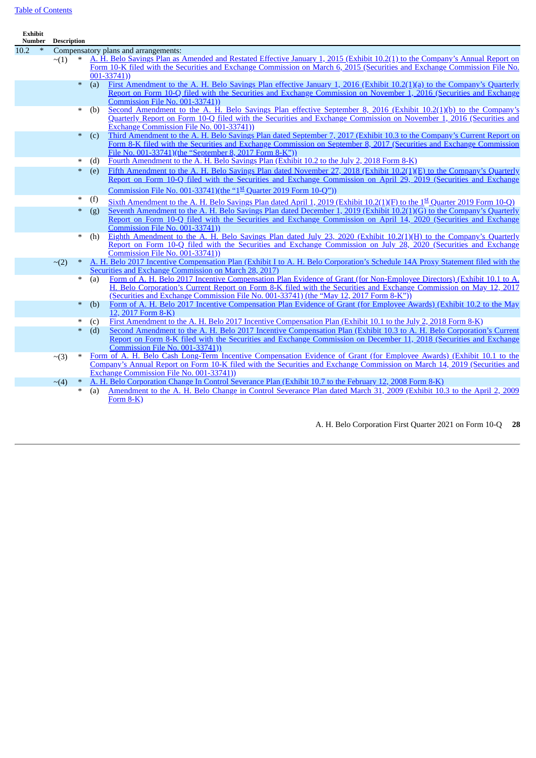| Exhibit Number | | | | | Description |
|---|---|---|---|---|---|
| 10.2 | * | | | | Compensatory plans and arrangements: |
| | | ~(1) | * | | A. H. Belo Savings Plan as Amended and Restated Effective January 1, 2015 (Exhibit 10.2(1) to the Company's Annual Report on Form 10-K filed with the Securities and Exchange Commission on March 6, 2015 (Securities and Exchange Commission File No. 001-33741)) |
| | | | * | (a) | First Amendment to the A. H. Belo Savings Plan effective January 1, 2016 (Exhibit 10.2(1)(a) to the Company's Quarterly Report on Form 10-Q filed with the Securities and Exchange Commission on November 1, 2016 (Securities and Exchange Commission File No. 001-33741)) |
| | | | * | (b) | Second Amendment to the A. H. Belo Savings Plan effective September 8, 2016 (Exhibit 10.2(1)(b) to the Company's Quarterly Report on Form 10-Q filed with the Securities and Exchange Commission on November 1, 2016 (Securities and Exchange Commission File No. 001-33741)) |
| | | | * | (c) | Third Amendment to the A. H. Belo Savings Plan dated September 7, 2017 (Exhibit 10.3 to the Company's Current Report on Form 8-K filed with the Securities and Exchange Commission on September 8, 2017 (Securities and Exchange Commission File No. 001-33741)(the "September 8, 2017 Form 8-K")) |
| | | | * | (d) | Fourth Amendment to the A. H. Belo Savings Plan (Exhibit 10.2 to the July 2, 2018 Form 8-K) |
| | | | * | (e) | Fifth Amendment to the A. H. Belo Savings Plan dated November 27, 2018 (Exhibit 10.2(1)(E) to the Company's Quarterly Report on Form 10-Q filed with the Securities and Exchange Commission on April 29, 2019 (Securities and Exchange Commission File No. 001-33741)(the "1st Quarter 2019 Form 10-Q")) |
| | | | * | (f) | Sixth Amendment to the A. H. Belo Savings Plan dated April 1, 2019 (Exhibit 10.2(1)(F) to the 1st Quarter 2019 Form 10-Q) |
| | | | * | (g) | Seventh Amendment to the A. H. Belo Savings Plan dated December 1, 2019 (Exhibit 10.2(1)(G) to the Company's Quarterly Report on Form 10-Q filed with the Securities and Exchange Commission on April 14, 2020 (Securities and Exchange Commission File No. 001-33741)) |
| | | | * | (h) | Eighth Amendment to the A. H. Belo Savings Plan dated July 23, 2020 (Exhibit 10.2(1)(H) to the Company's Quarterly Report on Form 10-Q filed with the Securities and Exchange Commission on July 28, 2020 (Securities and Exchange Commission File No. 001-33741)) |
| | | ~(2) | * | | A. H. Belo 2017 Incentive Compensation Plan (Exhibit I to A. H. Belo Corporation's Schedule 14A Proxy Statement filed with the Securities and Exchange Commission on March 28, 2017) |
| | | | * | (a) | Form of A. H. Belo 2017 Incentive Compensation Plan Evidence of Grant (for Non-Employee Directors) (Exhibit 10.1 to A. H. Belo Corporation's Current Report on Form 8-K filed with the Securities and Exchange Commission on May 12, 2017 (Securities and Exchange Commission File No. 001-33741) (the "May 12, 2017 Form 8-K")) |
| | | | * | (b) | Form of A. H. Belo 2017 Incentive Compensation Plan Evidence of Grant (for Employee Awards) (Exhibit 10.2 to the May 12, 2017 Form 8-K) |
| | | | * | (c) | First Amendment to the A. H. Belo 2017 Incentive Compensation Plan (Exhibit 10.1 to the July 2, 2018 Form 8-K) |
| | | | * | (d) | Second Amendment to the A. H. Belo 2017 Incentive Compensation Plan (Exhibit 10.3 to A. H. Belo Corporation's Current Report on Form 8-K filed with the Securities and Exchange Commission on December 11, 2018 (Securities and Exchange Commission File No. 001-33741)) |
| | | ~(3) | * | | Form of A. H. Belo Cash Long-Term Incentive Compensation Evidence of Grant (for Employee Awards) (Exhibit 10.1 to the Company's Annual Report on Form 10-K filed with the Securities and Exchange Commission on March 14, 2019 (Securities and Exchange Commission File No. 001-33741)) |
| | | ~(4) | * | | A. H. Belo Corporation Change In Control Severance Plan (Exhibit 10.7 to the February 12, 2008 Form 8-K) |
| | | | * | (a) | Amendment to the A. H. Belo Change in Control Severance Plan dated March 31, 2009 (Exhibit 10.3 to the April 2, 2009 Form 8-K) |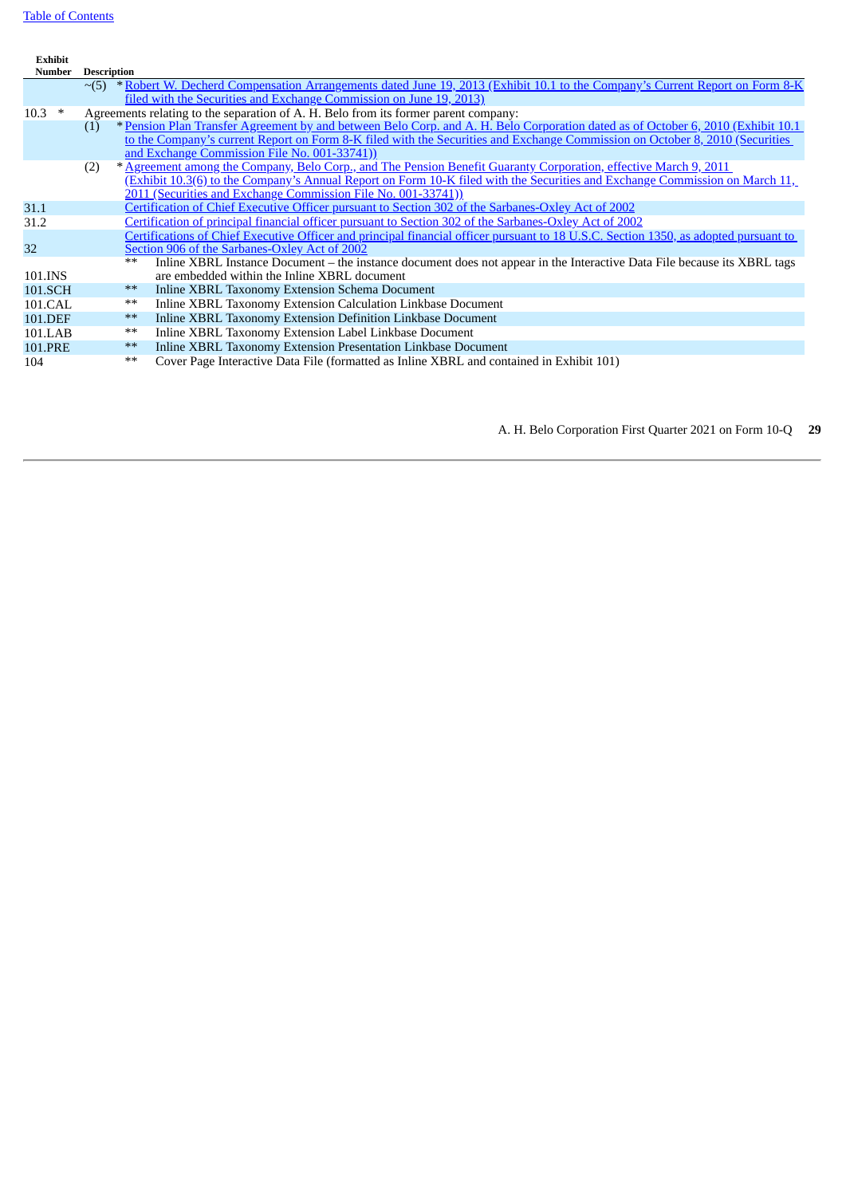| Exhibit Number | | Description |
|---|---|---|
| | ~(5) | * Robert W. Decherd Compensation Arrangements dated June 19, 2013 (Exhibit 10.1 to the Company's Current Report on Form 8-K filed with the Securities and Exchange Commission on June 19, 2013) |
| 10.3 * | | Agreements relating to the separation of A. H. Belo from its former parent company: |
| | (1) | * Pension Plan Transfer Agreement by and between Belo Corp. and A. H. Belo Corporation dated as of October 6, 2010 (Exhibit 10.1 to the Company's current Report on Form 8-K filed with the Securities and Exchange Commission on October 8, 2010 (Securities and Exchange Commission File No. 001-33741)) |
| | (2) | * Agreement among the Company, Belo Corp., and The Pension Benefit Guaranty Corporation, effective March 9, 2011 (Exhibit 10.3(6) to the Company's Annual Report on Form 10-K filed with the Securities and Exchange Commission on March 11, 2011 (Securities and Exchange Commission File No. 001-33741)) |
| 31.1 | | Certification of Chief Executive Officer pursuant to Section 302 of the Sarbanes-Oxley Act of 2002 |
| 31.2 | | Certification of principal financial officer pursuant to Section 302 of the Sarbanes-Oxley Act of 2002 |
| 32 | | Certifications of Chief Executive Officer and principal financial officer pursuant to 18 U.S.C. Section 1350, as adopted pursuant to Section 906 of the Sarbanes-Oxley Act of 2002 |
| 101.INS | ** | Inline XBRL Instance Document – the instance document does not appear in the Interactive Data File because its XBRL tags are embedded within the Inline XBRL document |
| 101.SCH | ** | Inline XBRL Taxonomy Extension Schema Document |
| 101.CAL | ** | Inline XBRL Taxonomy Extension Calculation Linkbase Document |
| 101.DEF | ** | Inline XBRL Taxonomy Extension Definition Linkbase Document |
| 101.LAB | ** | Inline XBRL Taxonomy Extension Label Linkbase Document |
| 101.PRE | ** | Inline XBRL Taxonomy Extension Presentation Linkbase Document |
| 104 | ** | Cover Page Interactive Data File (formatted as Inline XBRL and contained in Exhibit 101) |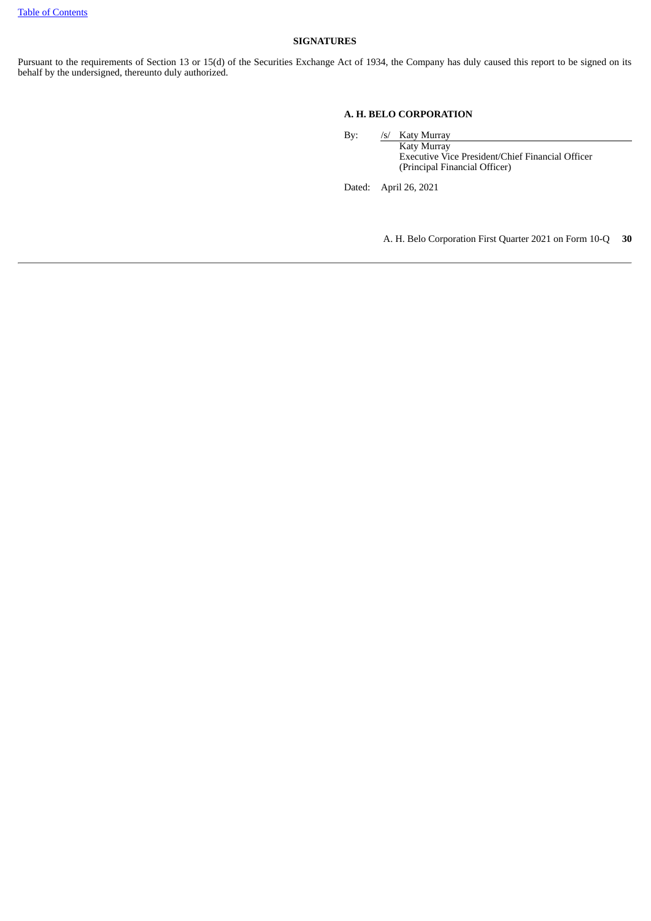## SIGNATURES

Pursuant to the requirements of Section 13 or 15(d) of the Securities Exchange Act of 1934, the Company has duly caused this report to be signed on its behalf by the undersigned, thereunto duly authorized.

**A. H. BELO CORPORATION**

By: /s/ Katy Murray
Katy Murray
Executive Vice President/Chief Financial Officer
(Principal Financial Officer)

Dated: April 26, 2021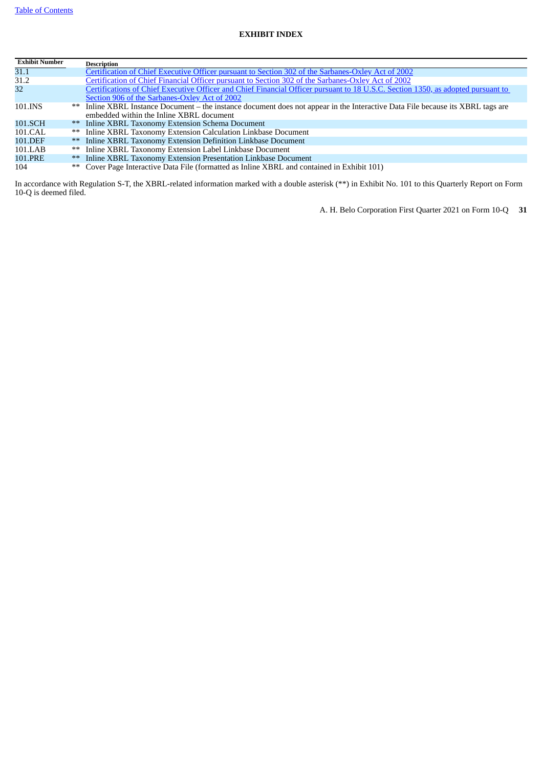# EXHIBIT INDEX

| Exhibit Number | | Description |
|---|---|---|
| 31.1 | | Certification of Chief Executive Officer pursuant to Section 302 of the Sarbanes-Oxley Act of 2002 |
| 31.2 | | Certification of Chief Financial Officer pursuant to Section 302 of the Sarbanes-Oxley Act of 2002 |
| 32 | | Certifications of Chief Executive Officer and Chief Financial Officer pursuant to 18 U.S.C. Section 1350, as adopted pursuant to Section 906 of the Sarbanes-Oxley Act of 2002 |
| 101.INS | ** | Inline XBRL Instance Document – the instance document does not appear in the Interactive Data File because its XBRL tags are embedded within the Inline XBRL document |
| 101.SCH | ** | Inline XBRL Taxonomy Extension Schema Document |
| 101.CAL | ** | Inline XBRL Taxonomy Extension Calculation Linkbase Document |
| 101.DEF | ** | Inline XBRL Taxonomy Extension Definition Linkbase Document |
| 101.LAB | ** | Inline XBRL Taxonomy Extension Label Linkbase Document |
| 101.PRE | ** | Inline XBRL Taxonomy Extension Presentation Linkbase Document |
| 104 | ** | Cover Page Interactive Data File (formatted as Inline XBRL and contained in Exhibit 101) |

In accordance with Regulation S-T, the XBRL-related information marked with a double asterisk (**) in Exhibit No. 101 to this Quarterly Report on Form 10-Q is deemed filed.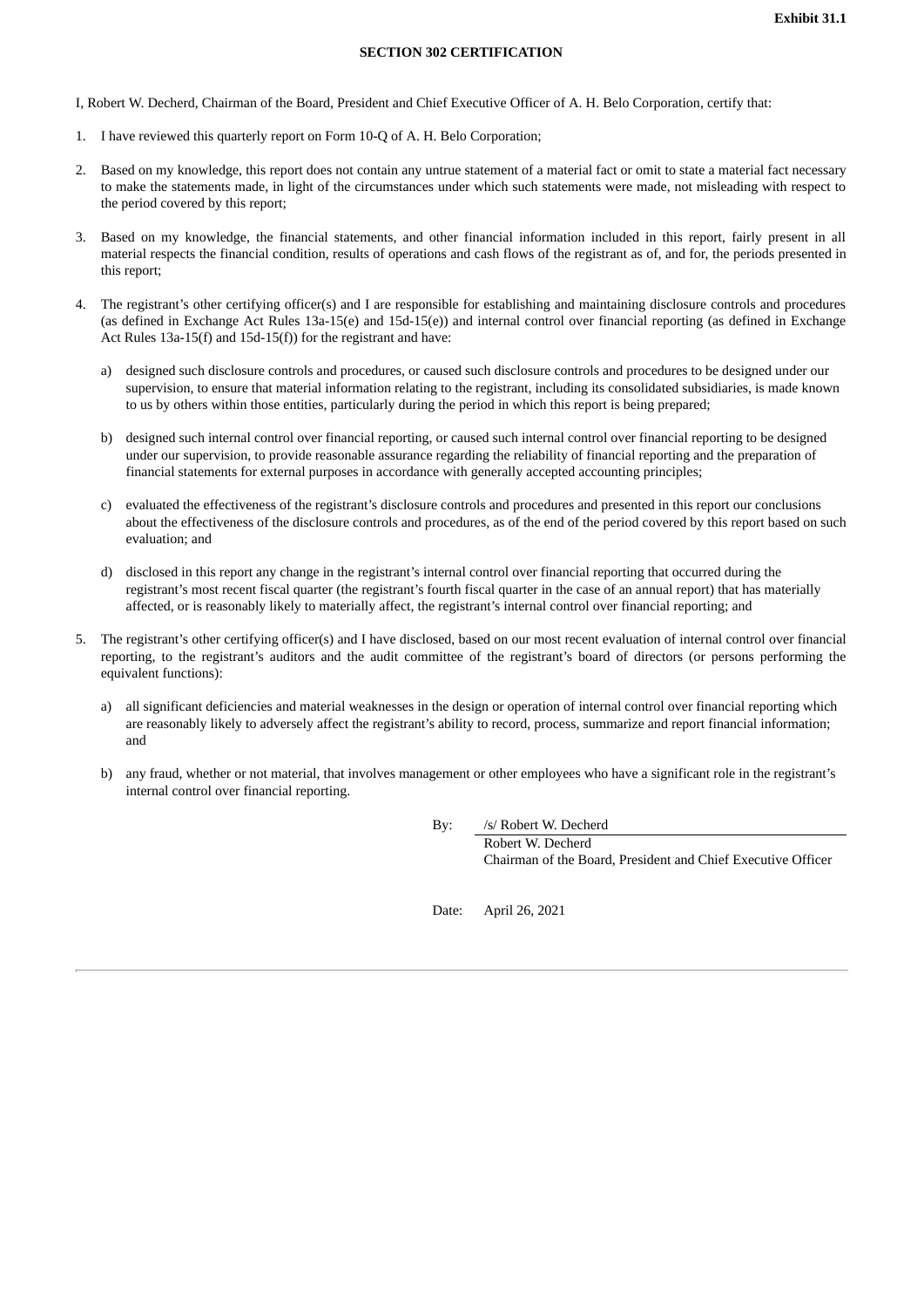**Exhibit 31.1**

**SECTION 302 CERTIFICATION**

I, Robert W. Decherd, Chairman of the Board, President and Chief Executive Officer of A. H. Belo Corporation, certify that:

1. I have reviewed this quarterly report on Form 10-Q of A. H. Belo Corporation;

2. Based on my knowledge, this report does not contain any untrue statement of a material fact or omit to state a material fact necessary to make the statements made, in light of the circumstances under which such statements were made, not misleading with respect to the period covered by this report;

3. Based on my knowledge, the financial statements, and other financial information included in this report, fairly present in all material respects the financial condition, results of operations and cash flows of the registrant as of, and for, the periods presented in this report;

4. The registrant's other certifying officer(s) and I are responsible for establishing and maintaining disclosure controls and procedures (as defined in Exchange Act Rules 13a-15(e) and 15d-15(e)) and internal control over financial reporting (as defined in Exchange Act Rules 13a-15(f) and 15d-15(f)) for the registrant and have:

   a) designed such disclosure controls and procedures, or caused such disclosure controls and procedures to be designed under our supervision, to ensure that material information relating to the registrant, including its consolidated subsidiaries, is made known to us by others within those entities, particularly during the period in which this report is being prepared;

   b) designed such internal control over financial reporting, or caused such internal control over financial reporting to be designed under our supervision, to provide reasonable assurance regarding the reliability of financial reporting and the preparation of financial statements for external purposes in accordance with generally accepted accounting principles;

   c) evaluated the effectiveness of the registrant's disclosure controls and procedures and presented in this report our conclusions about the effectiveness of the disclosure controls and procedures, as of the end of the period covered by this report based on such evaluation; and

   d) disclosed in this report any change in the registrant's internal control over financial reporting that occurred during the registrant's most recent fiscal quarter (the registrant's fourth fiscal quarter in the case of an annual report) that has materially affected, or is reasonably likely to materially affect, the registrant's internal control over financial reporting; and

5. The registrant's other certifying officer(s) and I have disclosed, based on our most recent evaluation of internal control over financial reporting, to the registrant's auditors and the audit committee of the registrant's board of directors (or persons performing the equivalent functions):

   a) all significant deficiencies and material weaknesses in the design or operation of internal control over financial reporting which are reasonably likely to adversely affect the registrant's ability to record, process, summarize and report financial information; and

   b) any fraud, whether or not material, that involves management or other employees who have a significant role in the registrant's internal control over financial reporting.

By: /s/ Robert W. Decherd
Robert W. Decherd
Chairman of the Board, President and Chief Executive Officer

Date: April 26, 2021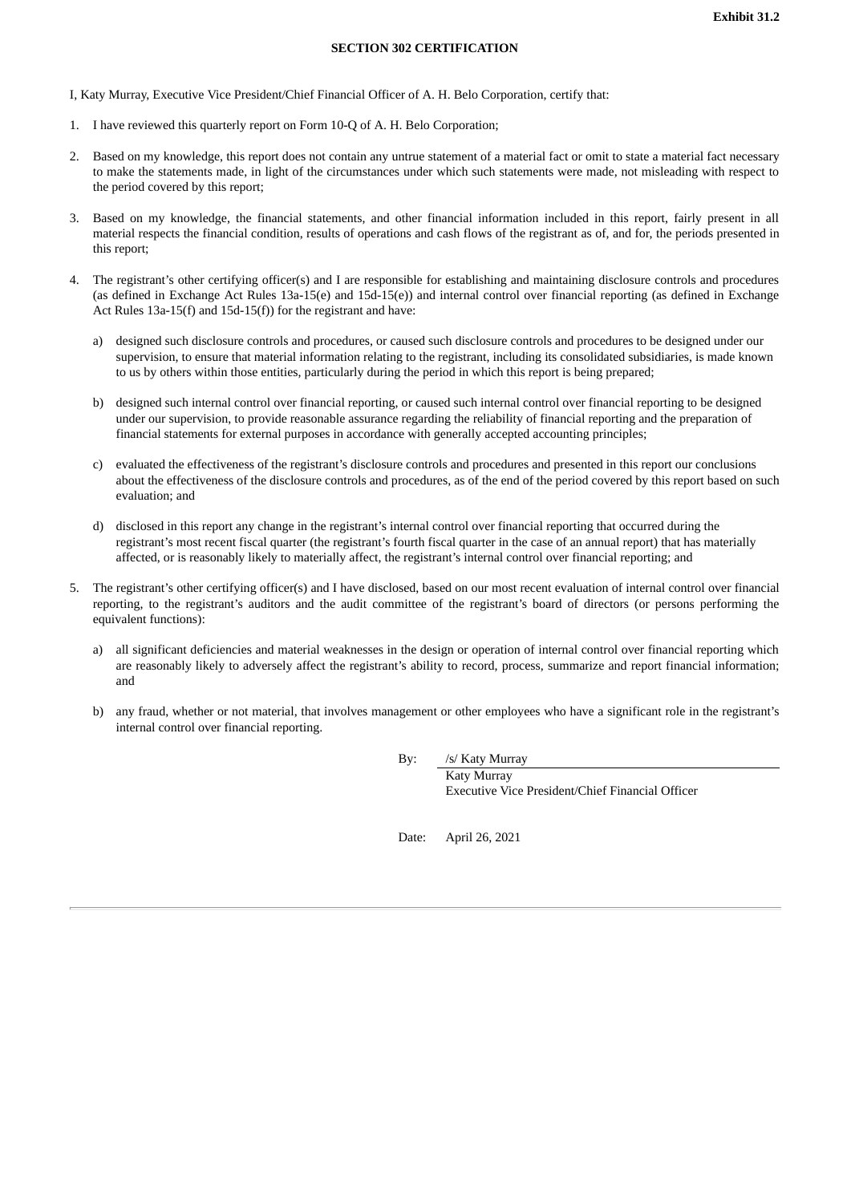**Exhibit 31.2**

**SECTION 302 CERTIFICATION**

I, Katy Murray, Executive Vice President/Chief Financial Officer of A. H. Belo Corporation, certify that:

1. I have reviewed this quarterly report on Form 10-Q of A. H. Belo Corporation;

2. Based on my knowledge, this report does not contain any untrue statement of a material fact or omit to state a material fact necessary to make the statements made, in light of the circumstances under which such statements were made, not misleading with respect to the period covered by this report;

3. Based on my knowledge, the financial statements, and other financial information included in this report, fairly present in all material respects the financial condition, results of operations and cash flows of the registrant as of, and for, the periods presented in this report;

4. The registrant's other certifying officer(s) and I are responsible for establishing and maintaining disclosure controls and procedures (as defined in Exchange Act Rules 13a-15(e) and 15d-15(e)) and internal control over financial reporting (as defined in Exchange Act Rules 13a-15(f) and 15d-15(f)) for the registrant and have:

   a) designed such disclosure controls and procedures, or caused such disclosure controls and procedures to be designed under our supervision, to ensure that material information relating to the registrant, including its consolidated subsidiaries, is made known to us by others within those entities, particularly during the period in which this report is being prepared;

   b) designed such internal control over financial reporting, or caused such internal control over financial reporting to be designed under our supervision, to provide reasonable assurance regarding the reliability of financial reporting and the preparation of financial statements for external purposes in accordance with generally accepted accounting principles;

   c) evaluated the effectiveness of the registrant's disclosure controls and procedures and presented in this report our conclusions about the effectiveness of the disclosure controls and procedures, as of the end of the period covered by this report based on such evaluation; and

   d) disclosed in this report any change in the registrant's internal control over financial reporting that occurred during the registrant's most recent fiscal quarter (the registrant's fourth fiscal quarter in the case of an annual report) that has materially affected, or is reasonably likely to materially affect, the registrant's internal control over financial reporting; and

5. The registrant's other certifying officer(s) and I have disclosed, based on our most recent evaluation of internal control over financial reporting, to the registrant's auditors and the audit committee of the registrant's board of directors (or persons performing the equivalent functions):

   a) all significant deficiencies and material weaknesses in the design or operation of internal control over financial reporting which are reasonably likely to adversely affect the registrant's ability to record, process, summarize and report financial information; and

   b) any fraud, whether or not material, that involves management or other employees who have a significant role in the registrant's internal control over financial reporting.

By: /s/ Katy Murray
Katy Murray
Executive Vice President/Chief Financial Officer

Date: April 26, 2021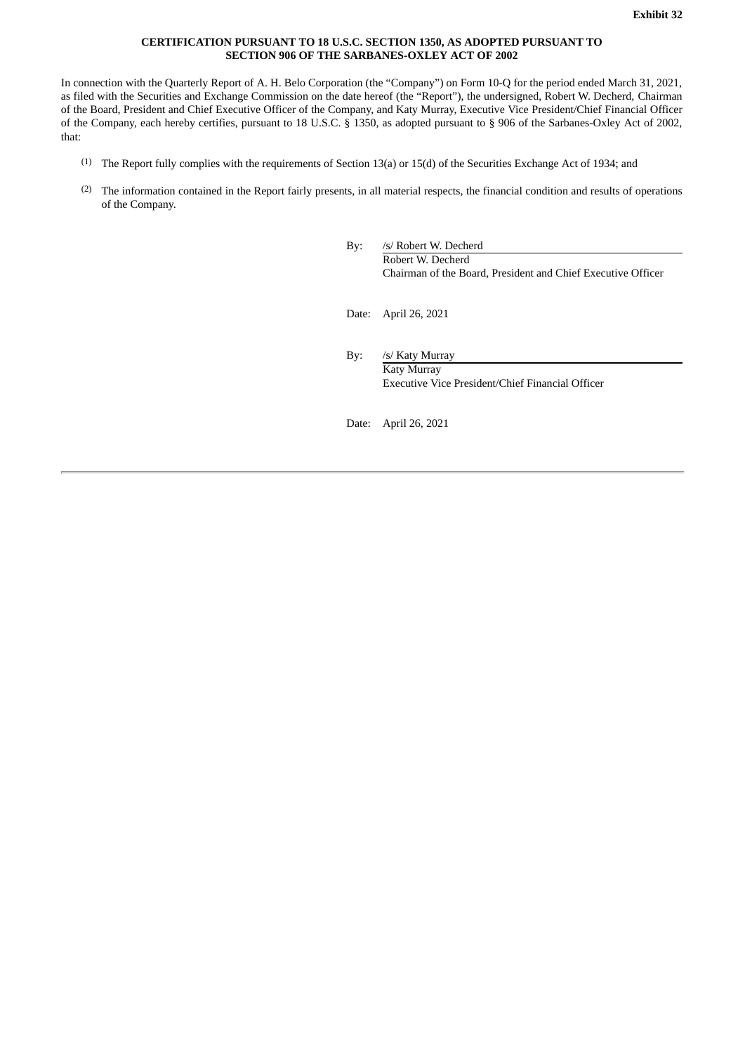**Exhibit 32**

**CERTIFICATION PURSUANT TO 18 U.S.C. SECTION 1350, AS ADOPTED PURSUANT TO SECTION 906 OF THE SARBANES-OXLEY ACT OF 2002**

In connection with the Quarterly Report of A. H. Belo Corporation (the "Company") on Form 10-Q for the period ended March 31, 2021, as filed with the Securities and Exchange Commission on the date hereof (the "Report"), the undersigned, Robert W. Decherd, Chairman of the Board, President and Chief Executive Officer of the Company, and Katy Murray, Executive Vice President/Chief Financial Officer of the Company, each hereby certifies, pursuant to 18 U.S.C. § 1350, as adopted pursuant to § 906 of the Sarbanes-Oxley Act of 2002, that:

(1) The Report fully complies with the requirements of Section 13(a) or 15(d) of the Securities Exchange Act of 1934; and

(2) The information contained in the Report fairly presents, in all material respects, the financial condition and results of operations of the Company.

By: /s/ Robert W. Decherd
Robert W. Decherd
Chairman of the Board, President and Chief Executive Officer

Date: April 26, 2021

By: /s/ Katy Murray
Katy Murray
Executive Vice President/Chief Financial Officer

Date: April 26, 2021